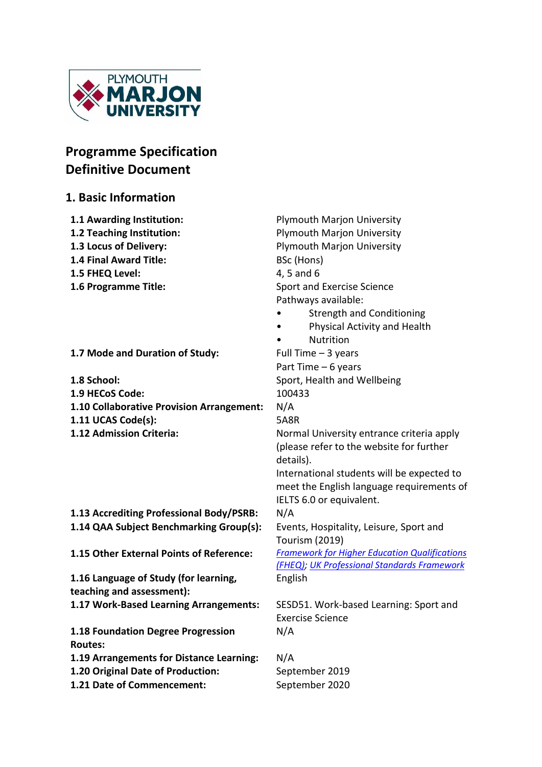# Programme Specification
# Definitive Document

## 1. Basic Information

| | |
|---|---|
| **1.1 Awarding Institution:** | Plymouth Marjon University |
| **1.2 Teaching Institution:** | Plymouth Marjon University |
| **1.3 Locus of Delivery:** | Plymouth Marjon University |
| **1.4 Final Award Title:** | BSc (Hons) |
| **1.5 FHEQ Level:** | 4, 5 and 6 |
| **1.6 Programme Title:** | Sport and Exercise Science<br>Pathways available:<br>• Strength and Conditioning<br>• Physical Activity and Health<br>• Nutrition |
| **1.7 Mode and Duration of Study:** | Full Time – 3 years<br>Part Time – 6 years |
| **1.8 School:** | Sport, Health and Wellbeing |
| **1.9 HECoS Code:** | 100433 |
| **1.10 Collaborative Provision Arrangement:** | N/A |
| **1.11 UCAS Code(s):** | 5A8R |
| **1.12 Admission Criteria:** | Normal University entrance criteria apply (please refer to the website for further details).<br>International students will be expected to meet the English language requirements of IELTS 6.0 or equivalent. |
| **1.13 Accrediting Professional Body/PSRB:** | N/A |
| **1.14 QAA Subject Benchmarking Group(s):** | Events, Hospitality, Leisure, Sport and Tourism (2019) |
| **1.15 Other External Points of Reference:** | *Framework for Higher Education Qualifications (FHEQ)*; *UK Professional Standards Framework* |
| **1.16 Language of Study (for learning, teaching and assessment):** | English |
| **1.17 Work-Based Learning Arrangements:** | SESD51. Work-based Learning: Sport and Exercise Science |
| **1.18 Foundation Degree Progression Routes:** | N/A |
| **1.19 Arrangements for Distance Learning:** | N/A |
| **1.20 Original Date of Production:** | September 2019 |
| **1.21 Date of Commencement:** | September 2020 |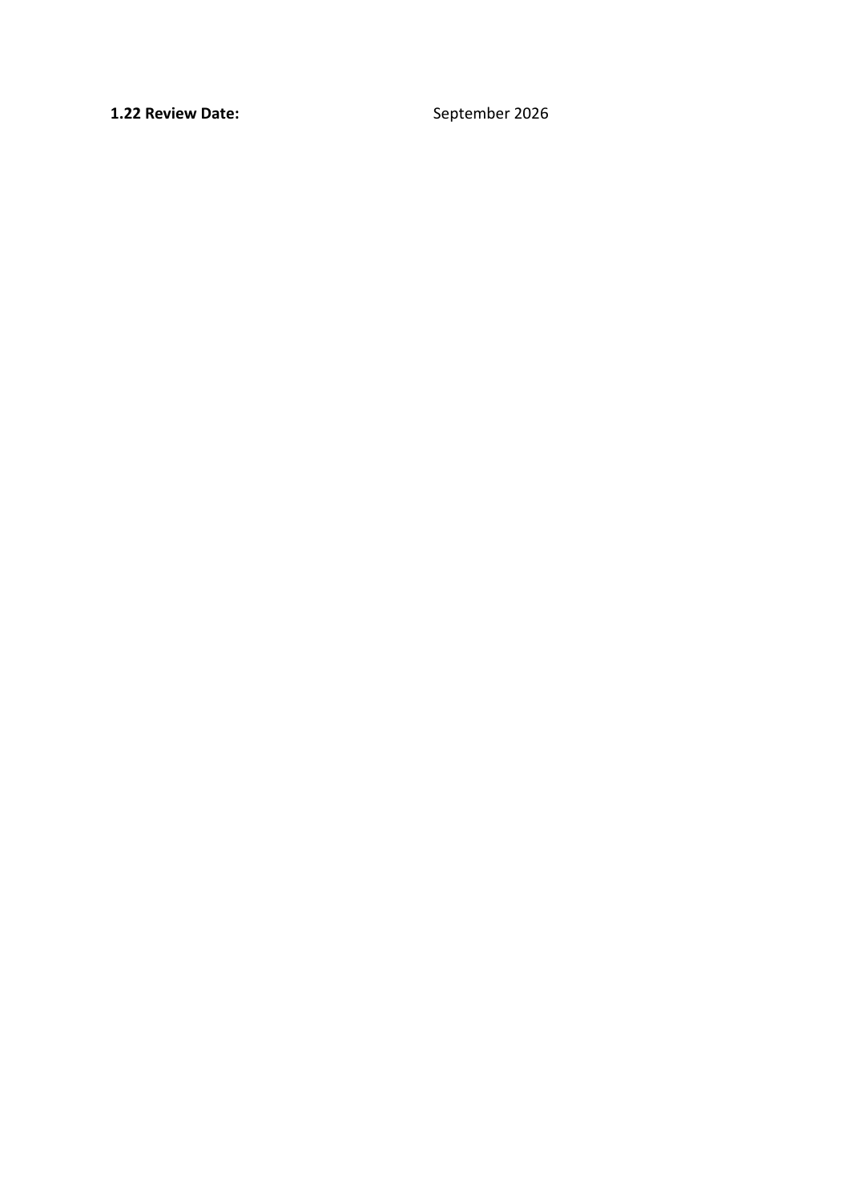**1.22 Review Date:** September 2026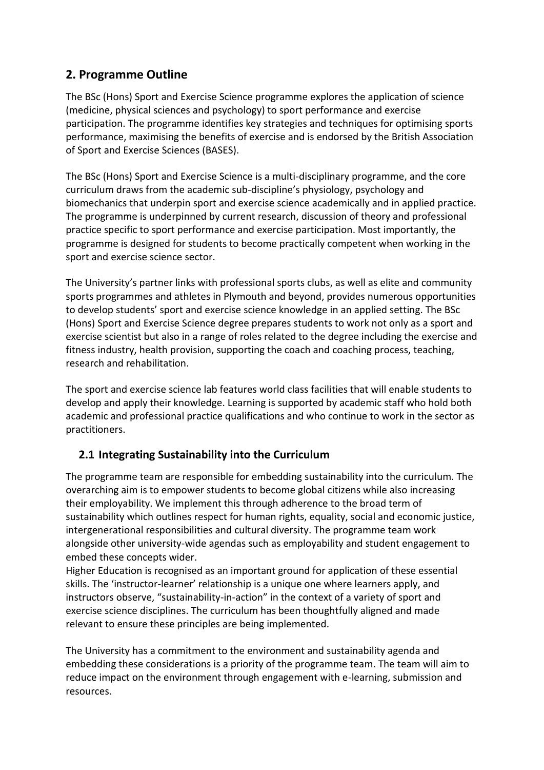## 2. Programme Outline

The BSc (Hons) Sport and Exercise Science programme explores the application of science (medicine, physical sciences and psychology) to sport performance and exercise participation. The programme identifies key strategies and techniques for optimising sports performance, maximising the benefits of exercise and is endorsed by the British Association of Sport and Exercise Sciences (BASES).

The BSc (Hons) Sport and Exercise Science is a multi-disciplinary programme, and the core curriculum draws from the academic sub-discipline's physiology, psychology and biomechanics that underpin sport and exercise science academically and in applied practice. The programme is underpinned by current research, discussion of theory and professional practice specific to sport performance and exercise participation. Most importantly, the programme is designed for students to become practically competent when working in the sport and exercise science sector.

The University's partner links with professional sports clubs, as well as elite and community sports programmes and athletes in Plymouth and beyond, provides numerous opportunities to develop students' sport and exercise science knowledge in an applied setting. The BSc (Hons) Sport and Exercise Science degree prepares students to work not only as a sport and exercise scientist but also in a range of roles related to the degree including the exercise and fitness industry, health provision, supporting the coach and coaching process, teaching, research and rehabilitation.

The sport and exercise science lab features world class facilities that will enable students to develop and apply their knowledge. Learning is supported by academic staff who hold both academic and professional practice qualifications and who continue to work in the sector as practitioners.

### 2.1 Integrating Sustainability into the Curriculum

The programme team are responsible for embedding sustainability into the curriculum. The overarching aim is to empower students to become global citizens while also increasing their employability. We implement this through adherence to the broad term of sustainability which outlines respect for human rights, equality, social and economic justice, intergenerational responsibilities and cultural diversity. The programme team work alongside other university-wide agendas such as employability and student engagement to embed these concepts wider.

Higher Education is recognised as an important ground for application of these essential skills. The 'instructor-learner' relationship is a unique one where learners apply, and instructors observe, "sustainability-in-action" in the context of a variety of sport and exercise science disciplines. The curriculum has been thoughtfully aligned and made relevant to ensure these principles are being implemented.

The University has a commitment to the environment and sustainability agenda and embedding these considerations is a priority of the programme team. The team will aim to reduce impact on the environment through engagement with e-learning, submission and resources.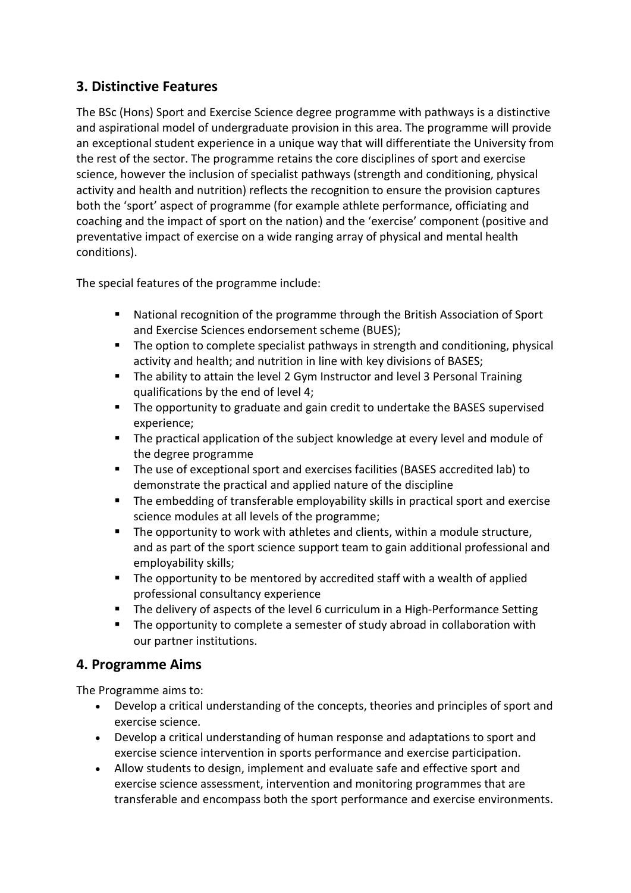## 3. Distinctive Features

The BSc (Hons) Sport and Exercise Science degree programme with pathways is a distinctive and aspirational model of undergraduate provision in this area. The programme will provide an exceptional student experience in a unique way that will differentiate the University from the rest of the sector. The programme retains the core disciplines of sport and exercise science, however the inclusion of specialist pathways (strength and conditioning, physical activity and health and nutrition) reflects the recognition to ensure the provision captures both the 'sport' aspect of programme (for example athlete performance, officiating and coaching and the impact of sport on the nation) and the 'exercise' component (positive and preventative impact of exercise on a wide ranging array of physical and mental health conditions).

The special features of the programme include:

- National recognition of the programme through the British Association of Sport and Exercise Sciences endorsement scheme (BUES);
- The option to complete specialist pathways in strength and conditioning, physical activity and health; and nutrition in line with key divisions of BASES;
- The ability to attain the level 2 Gym Instructor and level 3 Personal Training qualifications by the end of level 4;
- The opportunity to graduate and gain credit to undertake the BASES supervised experience;
- The practical application of the subject knowledge at every level and module of the degree programme
- The use of exceptional sport and exercises facilities (BASES accredited lab) to demonstrate the practical and applied nature of the discipline
- The embedding of transferable employability skills in practical sport and exercise science modules at all levels of the programme;
- The opportunity to work with athletes and clients, within a module structure, and as part of the sport science support team to gain additional professional and employability skills;
- The opportunity to be mentored by accredited staff with a wealth of applied professional consultancy experience
- The delivery of aspects of the level 6 curriculum in a High-Performance Setting
- The opportunity to complete a semester of study abroad in collaboration with our partner institutions.

## 4. Programme Aims

The Programme aims to:

- Develop a critical understanding of the concepts, theories and principles of sport and exercise science.
- Develop a critical understanding of human response and adaptations to sport and exercise science intervention in sports performance and exercise participation.
- Allow students to design, implement and evaluate safe and effective sport and exercise science assessment, intervention and monitoring programmes that are transferable and encompass both the sport performance and exercise environments.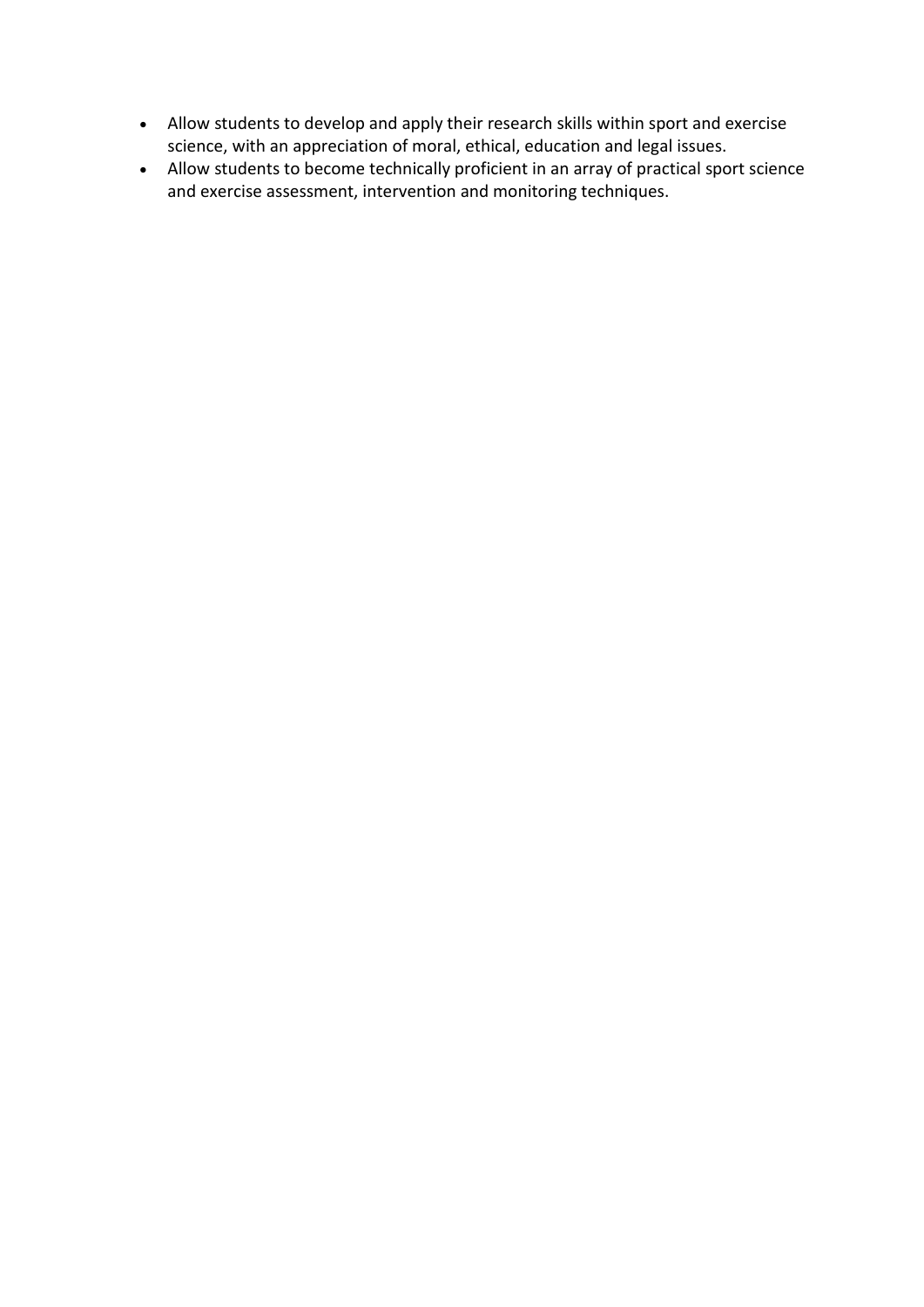- Allow students to develop and apply their research skills within sport and exercise science, with an appreciation of moral, ethical, education and legal issues.
- Allow students to become technically proficient in an array of practical sport science and exercise assessment, intervention and monitoring techniques.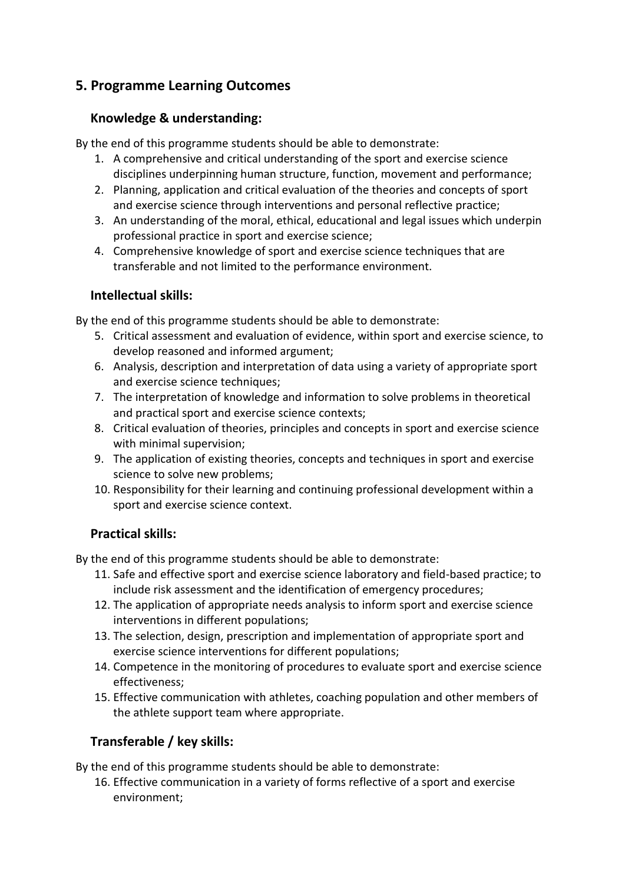## 5. Programme Learning Outcomes

### Knowledge & understanding:

By the end of this programme students should be able to demonstrate:

1. A comprehensive and critical understanding of the sport and exercise science disciplines underpinning human structure, function, movement and performance;
2. Planning, application and critical evaluation of the theories and concepts of sport and exercise science through interventions and personal reflective practice;
3. An understanding of the moral, ethical, educational and legal issues which underpin professional practice in sport and exercise science;
4. Comprehensive knowledge of sport and exercise science techniques that are transferable and not limited to the performance environment.

### Intellectual skills:

By the end of this programme students should be able to demonstrate:

5. Critical assessment and evaluation of evidence, within sport and exercise science, to develop reasoned and informed argument;
6. Analysis, description and interpretation of data using a variety of appropriate sport and exercise science techniques;
7. The interpretation of knowledge and information to solve problems in theoretical and practical sport and exercise science contexts;
8. Critical evaluation of theories, principles and concepts in sport and exercise science with minimal supervision;
9. The application of existing theories, concepts and techniques in sport and exercise science to solve new problems;
10. Responsibility for their learning and continuing professional development within a sport and exercise science context.

### Practical skills:

By the end of this programme students should be able to demonstrate:

11. Safe and effective sport and exercise science laboratory and field-based practice; to include risk assessment and the identification of emergency procedures;
12. The application of appropriate needs analysis to inform sport and exercise science interventions in different populations;
13. The selection, design, prescription and implementation of appropriate sport and exercise science interventions for different populations;
14. Competence in the monitoring of procedures to evaluate sport and exercise science effectiveness;
15. Effective communication with athletes, coaching population and other members of the athlete support team where appropriate.

### Transferable / key skills:

By the end of this programme students should be able to demonstrate:

16. Effective communication in a variety of forms reflective of a sport and exercise environment;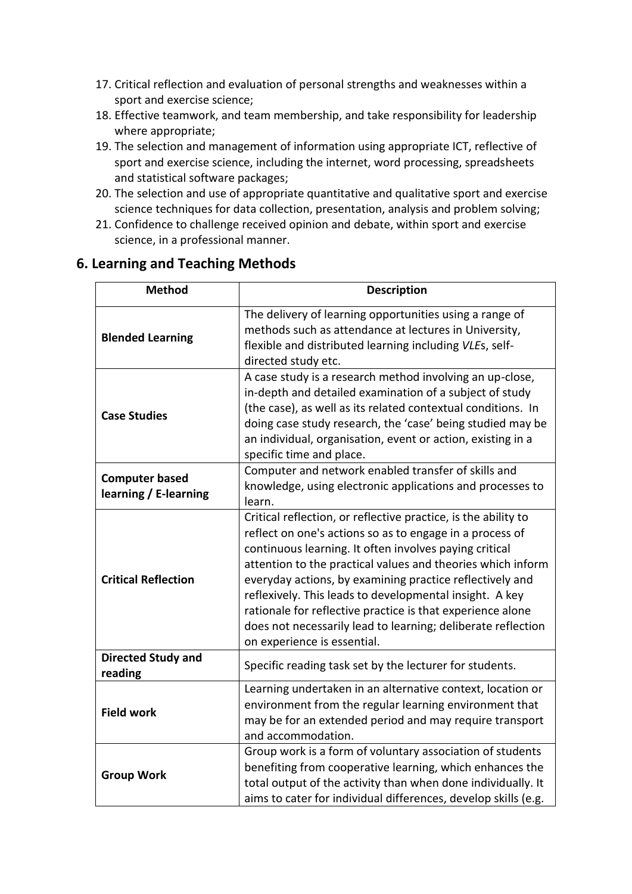17. Critical reflection and evaluation of personal strengths and weaknesses within a sport and exercise science;
18. Effective teamwork, and team membership, and take responsibility for leadership where appropriate;
19. The selection and management of information using appropriate ICT, reflective of sport and exercise science, including the internet, word processing, spreadsheets and statistical software packages;
20. The selection and use of appropriate quantitative and qualitative sport and exercise science techniques for data collection, presentation, analysis and problem solving;
21. Confidence to challenge received opinion and debate, within sport and exercise science, in a professional manner.

## 6. Learning and Teaching Methods

| Method | Description |
|---|---|
| **Blended Learning** | The delivery of learning opportunities using a range of methods such as attendance at lectures in University, flexible and distributed learning including *VLE*s, self-directed study etc. |
| **Case Studies** | A case study is a research method involving an up-close, in-depth and detailed examination of a subject of study (the case), as well as its related contextual conditions. In doing case study research, the 'case' being studied may be an individual, organisation, event or action, existing in a specific time and place. |
| **Computer based learning / E-learning** | Computer and network enabled transfer of skills and knowledge, using electronic applications and processes to learn. |
| **Critical Reflection** | Critical reflection, or reflective practice, is the ability to reflect on one's actions so as to engage in a process of continuous learning. It often involves paying critical attention to the practical values and theories which inform everyday actions, by examining practice reflectively and reflexively. This leads to developmental insight. A key rationale for reflective practice is that experience alone does not necessarily lead to learning; deliberate reflection on experience is essential. |
| **Directed Study and reading** | Specific reading task set by the lecturer for students. |
| **Field work** | Learning undertaken in an alternative context, location or environment from the regular learning environment that may be for an extended period and may require transport and accommodation. |
| **Group Work** | Group work is a form of voluntary association of students benefiting from cooperative learning, which enhances the total output of the activity than when done individually. It aims to cater for individual differences, develop skills (e.g. |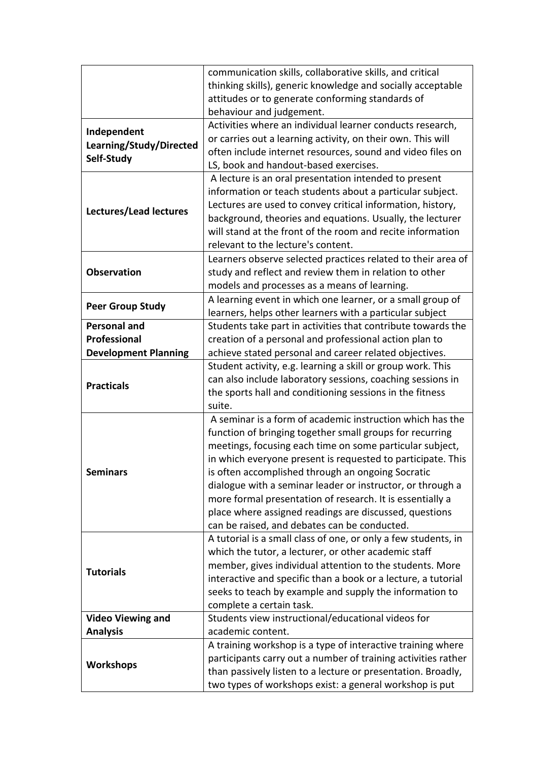| | |
|---|---|
| | communication skills, collaborative skills, and critical thinking skills), generic knowledge and socially acceptable attitudes or to generate conforming standards of behaviour and judgement. |
| **Independent Learning/Study/Directed Self-Study** | Activities where an individual learner conducts research, or carries out a learning activity, on their own. This will often include internet resources, sound and video files on LS, book and handout-based exercises. |
| **Lectures/Lead lectures** | A lecture is an oral presentation intended to present information or teach students about a particular subject. Lectures are used to convey critical information, history, background, theories and equations. Usually, the lecturer will stand at the front of the room and recite information relevant to the lecture's content. |
| **Observation** | Learners observe selected practices related to their area of study and reflect and review them in relation to other models and processes as a means of learning. |
| **Peer Group Study** | A learning event in which one learner, or a small group of learners, helps other learners with a particular subject |
| **Personal and Professional Development Planning** | Students take part in activities that contribute towards the creation of a personal and professional action plan to achieve stated personal and career related objectives. |
| **Practicals** | Student activity, e.g. learning a skill or group work. This can also include laboratory sessions, coaching sessions in the sports hall and conditioning sessions in the fitness suite. |
| **Seminars** | A seminar is a form of academic instruction which has the function of bringing together small groups for recurring meetings, focusing each time on some particular subject, in which everyone present is requested to participate. This is often accomplished through an ongoing Socratic dialogue with a seminar leader or instructor, or through a more formal presentation of research. It is essentially a place where assigned readings are discussed, questions can be raised, and debates can be conducted. |
| **Tutorials** | A tutorial is a small class of one, or only a few students, in which the tutor, a lecturer, or other academic staff member, gives individual attention to the students. More interactive and specific than a book or a lecture, a tutorial seeks to teach by example and supply the information to complete a certain task. |
| **Video Viewing and Analysis** | Students view instructional/educational videos for academic content. |
| **Workshops** | A training workshop is a type of interactive training where participants carry out a number of training activities rather than passively listen to a lecture or presentation. Broadly, two types of workshops exist: a general workshop is put |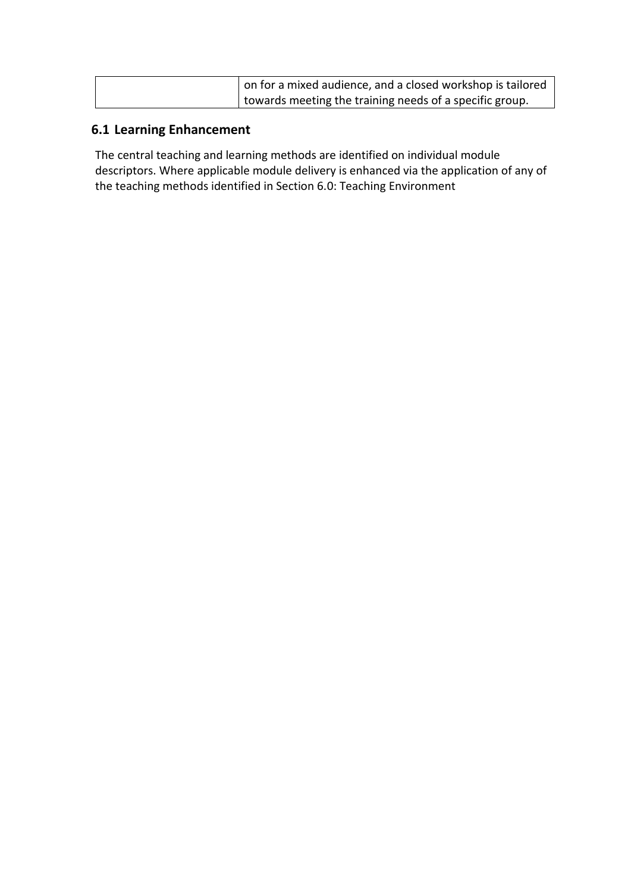| | |
|---|---|
| | on for a mixed audience, and a closed workshop is tailored towards meeting the training needs of a specific group. |

## 6.1 Learning Enhancement

The central teaching and learning methods are identified on individual module descriptors. Where applicable module delivery is enhanced via the application of any of the teaching methods identified in Section 6.0: Teaching Environment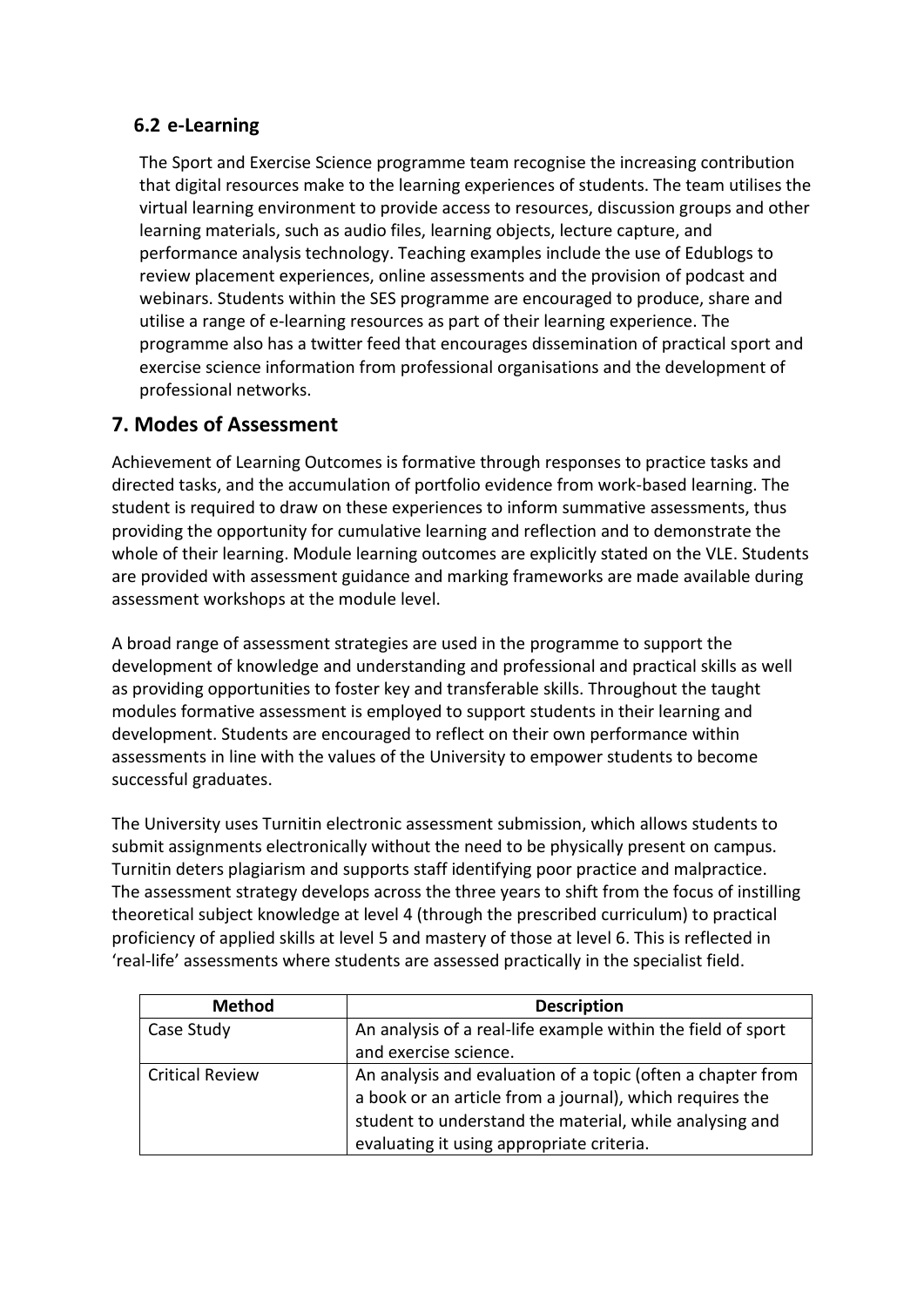### 6.2 e-Learning

The Sport and Exercise Science programme team recognise the increasing contribution that digital resources make to the learning experiences of students. The team utilises the virtual learning environment to provide access to resources, discussion groups and other learning materials, such as audio files, learning objects, lecture capture, and performance analysis technology. Teaching examples include the use of Edublogs to review placement experiences, online assessments and the provision of podcast and webinars. Students within the SES programme are encouraged to produce, share and utilise a range of e-learning resources as part of their learning experience. The programme also has a twitter feed that encourages dissemination of practical sport and exercise science information from professional organisations and the development of professional networks.

## 7. Modes of Assessment

Achievement of Learning Outcomes is formative through responses to practice tasks and directed tasks, and the accumulation of portfolio evidence from work-based learning. The student is required to draw on these experiences to inform summative assessments, thus providing the opportunity for cumulative learning and reflection and to demonstrate the whole of their learning. Module learning outcomes are explicitly stated on the VLE. Students are provided with assessment guidance and marking frameworks are made available during assessment workshops at the module level.

A broad range of assessment strategies are used in the programme to support the development of knowledge and understanding and professional and practical skills as well as providing opportunities to foster key and transferable skills. Throughout the taught modules formative assessment is employed to support students in their learning and development. Students are encouraged to reflect on their own performance within assessments in line with the values of the University to empower students to become successful graduates.

The University uses Turnitin electronic assessment submission, which allows students to submit assignments electronically without the need to be physically present on campus. Turnitin deters plagiarism and supports staff identifying poor practice and malpractice. The assessment strategy develops across the three years to shift from the focus of instilling theoretical subject knowledge at level 4 (through the prescribed curriculum) to practical proficiency of applied skills at level 5 and mastery of those at level 6. This is reflected in 'real-life' assessments where students are assessed practically in the specialist field.

| Method | Description |
|---|---|
| Case Study | An analysis of a real-life example within the field of sport and exercise science. |
| Critical Review | An analysis and evaluation of a topic (often a chapter from a book or an article from a journal), which requires the student to understand the material, while analysing and evaluating it using appropriate criteria. |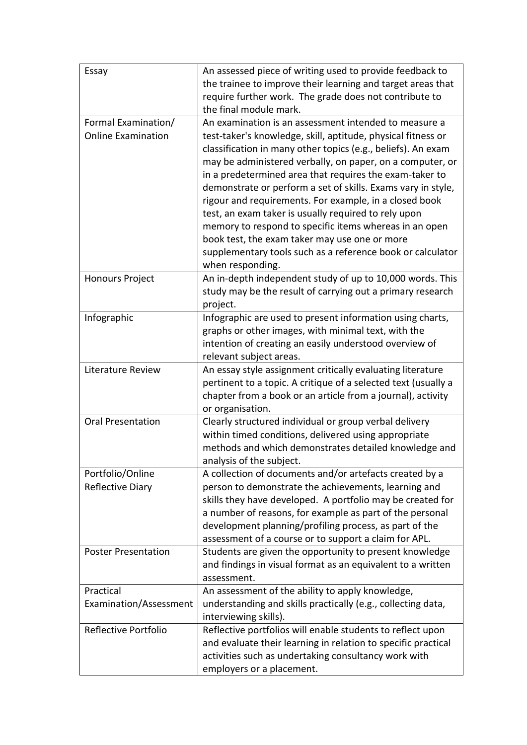| | |
|---|---|
| Essay | An assessed piece of writing used to provide feedback to the trainee to improve their learning and target areas that require further work. The grade does not contribute to the final module mark. |
| Formal Examination/ Online Examination | An examination is an assessment intended to measure a test-taker's knowledge, skill, aptitude, physical fitness or classification in many other topics (e.g., beliefs). An exam may be administered verbally, on paper, on a computer, or in a predetermined area that requires the exam-taker to demonstrate or perform a set of skills. Exams vary in style, rigour and requirements. For example, in a closed book test, an exam taker is usually required to rely upon memory to respond to specific items whereas in an open book test, the exam taker may use one or more supplementary tools such as a reference book or calculator when responding. |
| Honours Project | An in-depth independent study of up to 10,000 words. This study may be the result of carrying out a primary research project. |
| Infographic | Infographic are used to present information using charts, graphs or other images, with minimal text, with the intention of creating an easily understood overview of relevant subject areas. |
| Literature Review | An essay style assignment critically evaluating literature pertinent to a topic. A critique of a selected text (usually a chapter from a book or an article from a journal), activity or organisation. |
| Oral Presentation | Clearly structured individual or group verbal delivery within timed conditions, delivered using appropriate methods and which demonstrates detailed knowledge and analysis of the subject. |
| Portfolio/Online Reflective Diary | A collection of documents and/or artefacts created by a person to demonstrate the achievements, learning and skills they have developed. A portfolio may be created for a number of reasons, for example as part of the personal development planning/profiling process, as part of the assessment of a course or to support a claim for APL. |
| Poster Presentation | Students are given the opportunity to present knowledge and findings in visual format as an equivalent to a written assessment. |
| Practical Examination/Assessment | An assessment of the ability to apply knowledge, understanding and skills practically (e.g., collecting data, interviewing skills). |
| Reflective Portfolio | Reflective portfolios will enable students to reflect upon and evaluate their learning in relation to specific practical activities such as undertaking consultancy work with employers or a placement. |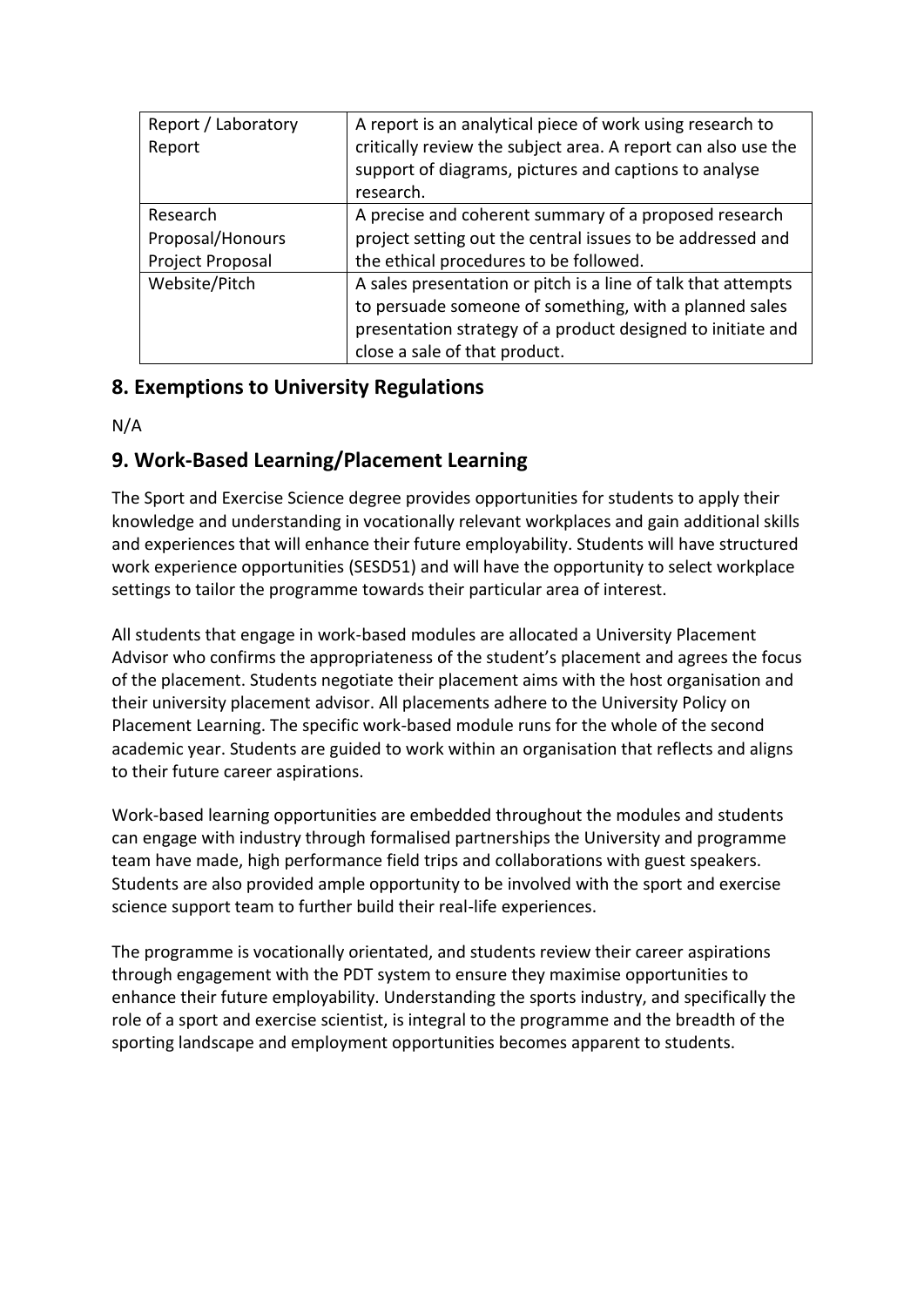| | |
|---|---|
| Report / Laboratory Report | A report is an analytical piece of work using research to critically review the subject area. A report can also use the support of diagrams, pictures and captions to analyse research. |
| Research Proposal/Honours Project Proposal | A precise and coherent summary of a proposed research project setting out the central issues to be addressed and the ethical procedures to be followed. |
| Website/Pitch | A sales presentation or pitch is a line of talk that attempts to persuade someone of something, with a planned sales presentation strategy of a product designed to initiate and close a sale of that product. |

## 8. Exemptions to University Regulations

N/A

## 9. Work-Based Learning/Placement Learning

The Sport and Exercise Science degree provides opportunities for students to apply their knowledge and understanding in vocationally relevant workplaces and gain additional skills and experiences that will enhance their future employability. Students will have structured work experience opportunities (SESD51) and will have the opportunity to select workplace settings to tailor the programme towards their particular area of interest.

All students that engage in work-based modules are allocated a University Placement Advisor who confirms the appropriateness of the student's placement and agrees the focus of the placement. Students negotiate their placement aims with the host organisation and their university placement advisor. All placements adhere to the University Policy on Placement Learning. The specific work-based module runs for the whole of the second academic year. Students are guided to work within an organisation that reflects and aligns to their future career aspirations.

Work-based learning opportunities are embedded throughout the modules and students can engage with industry through formalised partnerships the University and programme team have made, high performance field trips and collaborations with guest speakers. Students are also provided ample opportunity to be involved with the sport and exercise science support team to further build their real-life experiences.

The programme is vocationally orientated, and students review their career aspirations through engagement with the PDT system to ensure they maximise opportunities to enhance their future employability. Understanding the sports industry, and specifically the role of a sport and exercise scientist, is integral to the programme and the breadth of the sporting landscape and employment opportunities becomes apparent to students.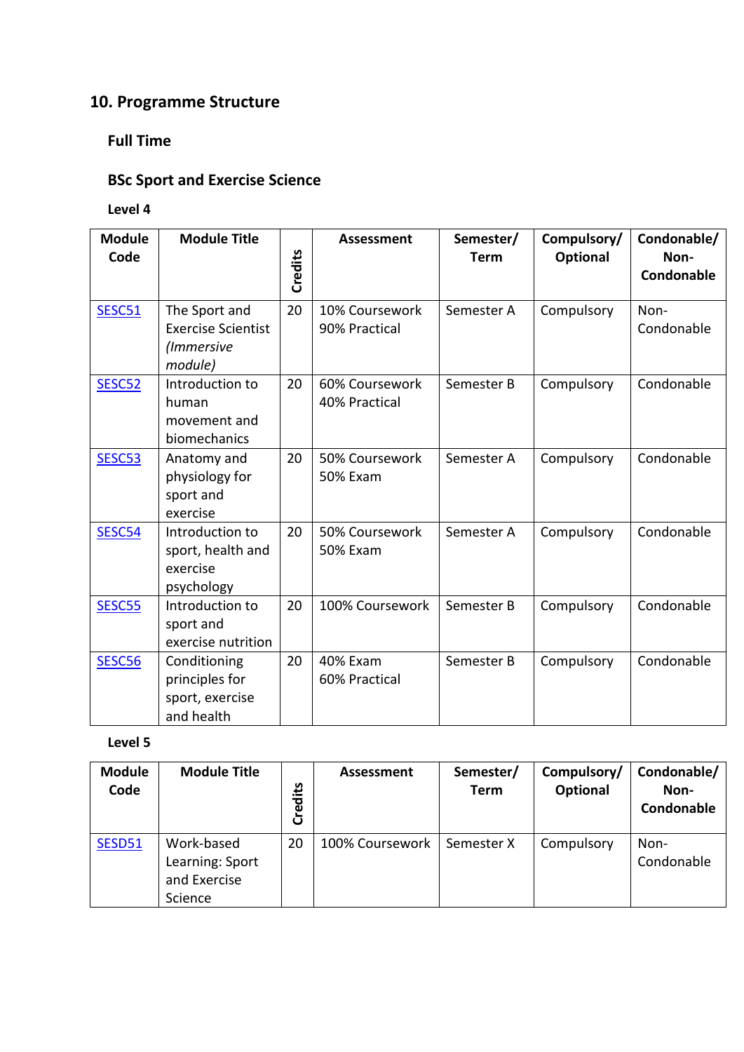## 10. Programme Structure

### Full Time

### BSc Sport and Exercise Science

**Level 4**

| Module Code | Module Title | Credits | Assessment | Semester/ Term | Compulsory/ Optional | Condonable/ Non-Condonable |
|---|---|---|---|---|---|---|
| SESC51 | The Sport and Exercise Scientist *(Immersive module)* | 20 | 10% Coursework 90% Practical | Semester A | Compulsory | Non-Condonable |
| SESC52 | Introduction to human movement and biomechanics | 20 | 60% Coursework 40% Practical | Semester B | Compulsory | Condonable |
| SESC53 | Anatomy and physiology for sport and exercise | 20 | 50% Coursework 50% Exam | Semester A | Compulsory | Condonable |
| SESC54 | Introduction to sport, health and exercise psychology | 20 | 50% Coursework 50% Exam | Semester A | Compulsory | Condonable |
| SESC55 | Introduction to sport and exercise nutrition | 20 | 100% Coursework | Semester B | Compulsory | Condonable |
| SESC56 | Conditioning principles for sport, exercise and health | 20 | 40% Exam 60% Practical | Semester B | Compulsory | Condonable |

**Level 5**

| Module Code | Module Title | Credits | Assessment | Semester/ Term | Compulsory/ Optional | Condonable/ Non-Condonable |
|---|---|---|---|---|---|---|
| SESD51 | Work-based Learning: Sport and Exercise Science | 20 | 100% Coursework | Semester X | Compulsory | Non-Condonable |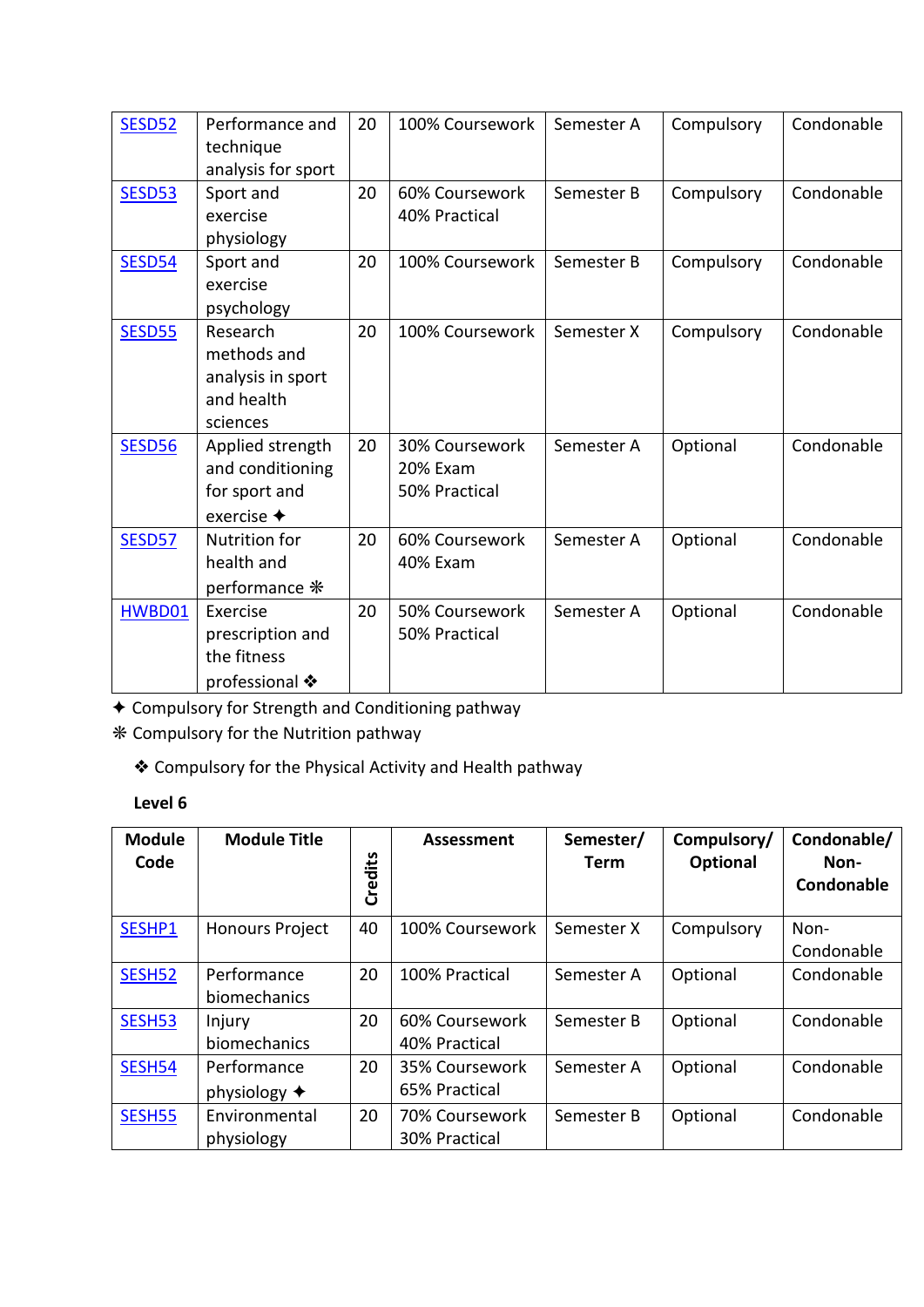| | | | | | | |
|---|---|---|---|---|---|---|
| [SESD52]() | Performance and technique analysis for sport | 20 | 100% Coursework | Semester A | Compulsory | Condonable |
| [SESD53]() | Sport and exercise physiology | 20 | 60% Coursework 40% Practical | Semester B | Compulsory | Condonable |
| [SESD54]() | Sport and exercise psychology | 20 | 100% Coursework | Semester B | Compulsory | Condonable |
| [SESD55]() | Research methods and analysis in sport and health sciences | 20 | 100% Coursework | Semester X | Compulsory | Condonable |
| [SESD56]() | Applied strength and conditioning for sport and exercise ✦ | 20 | 30% Coursework 20% Exam 50% Practical | Semester A | Optional | Condonable |
| [SESD57]() | Nutrition for health and performance ❊ | 20 | 60% Coursework 40% Exam | Semester A | Optional | Condonable |
| [HWBD01]() | Exercise prescription and the fitness professional ❖ | 20 | 50% Coursework 50% Practical | Semester A | Optional | Condonable |

✦ Compulsory for Strength and Conditioning pathway

❊ Compulsory for the Nutrition pathway

❖ Compulsory for the Physical Activity and Health pathway

**Level 6**

| **Module Code** | **Module Title** | **Credits** | **Assessment** | **Semester/ Term** | **Compulsory/ Optional** | **Condonable/ Non-Condonable** |
|---|---|---|---|---|---|---|
| [SESHP1]() | Honours Project | 40 | 100% Coursework | Semester X | Compulsory | Non-Condonable |
| [SESH52]() | Performance biomechanics | 20 | 100% Practical | Semester A | Optional | Condonable |
| [SESH53]() | Injury biomechanics | 20 | 60% Coursework 40% Practical | Semester B | Optional | Condonable |
| [SESH54]() | Performance physiology ✦ | 20 | 35% Coursework 65% Practical | Semester A | Optional | Condonable |
| [SESH55]() | Environmental physiology | 20 | 70% Coursework 30% Practical | Semester B | Optional | Condonable |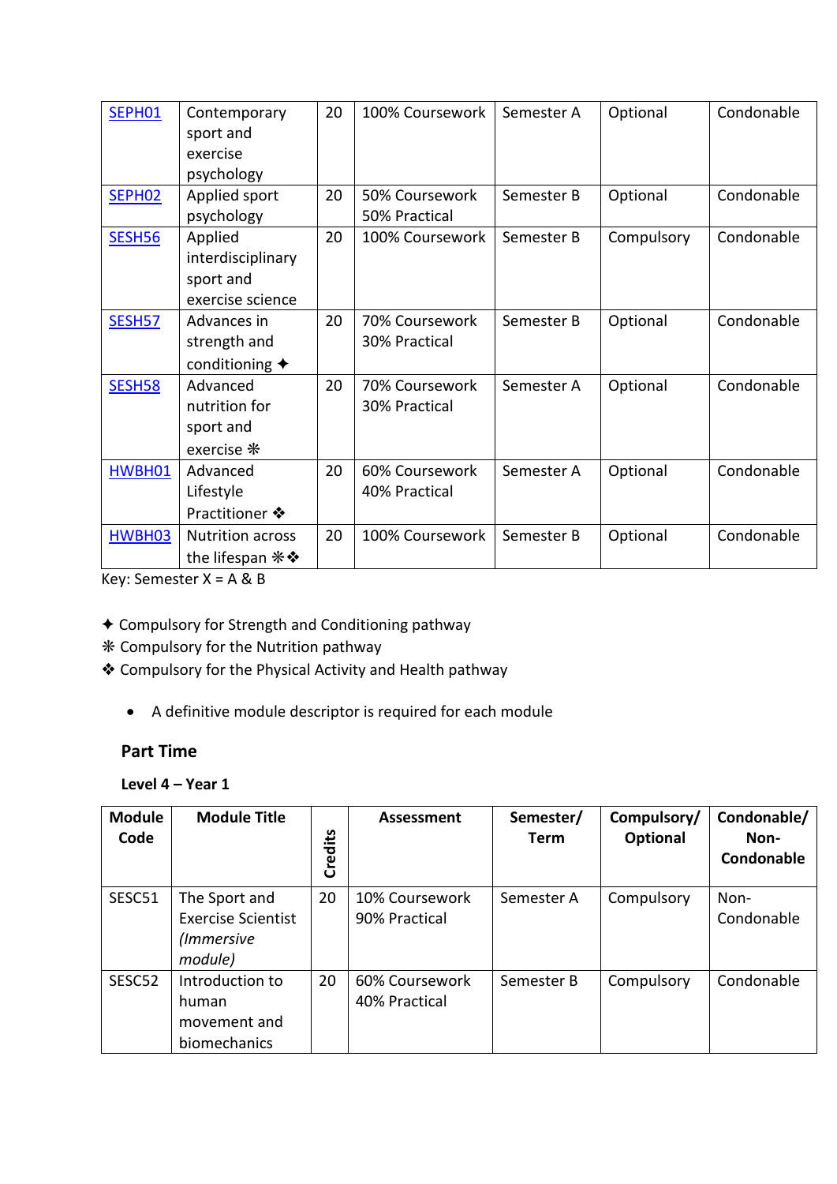| | | | | | | |
|---|---|---|---|---|---|---|
| SEPH01 | Contemporary sport and exercise psychology | 20 | 100% Coursework | Semester A | Optional | Condonable |
| SEPH02 | Applied sport psychology | 20 | 50% Coursework 50% Practical | Semester B | Optional | Condonable |
| SESH56 | Applied interdisciplinary sport and exercise science | 20 | 100% Coursework | Semester B | Compulsory | Condonable |
| SESH57 | Advances in strength and conditioning ✦ | 20 | 70% Coursework 30% Practical | Semester B | Optional | Condonable |
| SESH58 | Advanced nutrition for sport and exercise ❈ | 20 | 70% Coursework 30% Practical | Semester A | Optional | Condonable |
| HWBH01 | Advanced Lifestyle Practitioner ❖ | 20 | 60% Coursework 40% Practical | Semester A | Optional | Condonable |
| HWBH03 | Nutrition across the lifespan ❈❖ | 20 | 100% Coursework | Semester B | Optional | Condonable |

Key: Semester X = A & B

✦ Compulsory for Strength and Conditioning pathway
❈ Compulsory for the Nutrition pathway
❖ Compulsory for the Physical Activity and Health pathway

- A definitive module descriptor is required for each module

### Part Time

**Level 4 – Year 1**

| Module Code | Module Title | Credits | Assessment | Semester/ Term | Compulsory/ Optional | Condonable/ Non-Condonable |
|---|---|---|---|---|---|---|
| SESC51 | The Sport and Exercise Scientist *(Immersive module)* | 20 | 10% Coursework 90% Practical | Semester A | Compulsory | Non-Condonable |
| SESC52 | Introduction to human movement and biomechanics | 20 | 60% Coursework 40% Practical | Semester B | Compulsory | Condonable |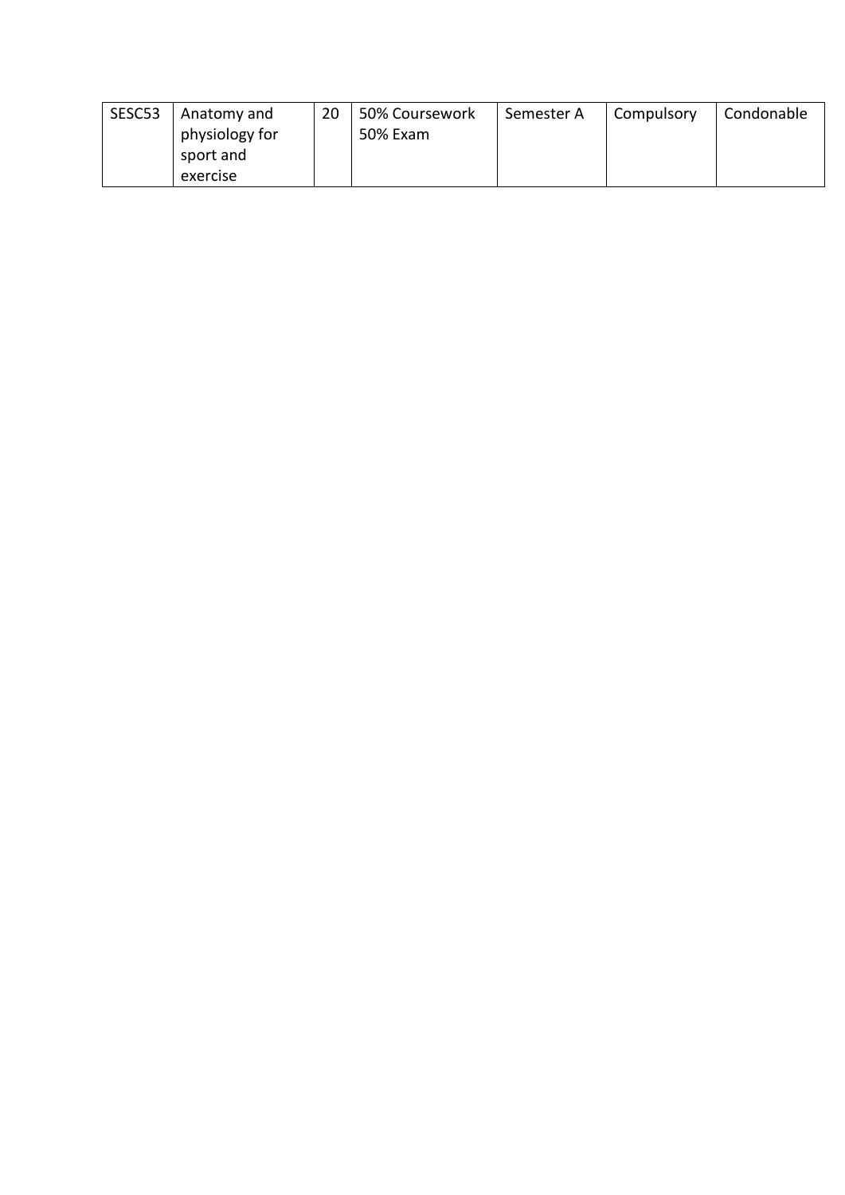| SESC53 | Anatomy and physiology for sport and exercise | 20 | 50% Coursework 50% Exam | Semester A | Compulsory | Condonable |
|---|---|---|---|---|---|---|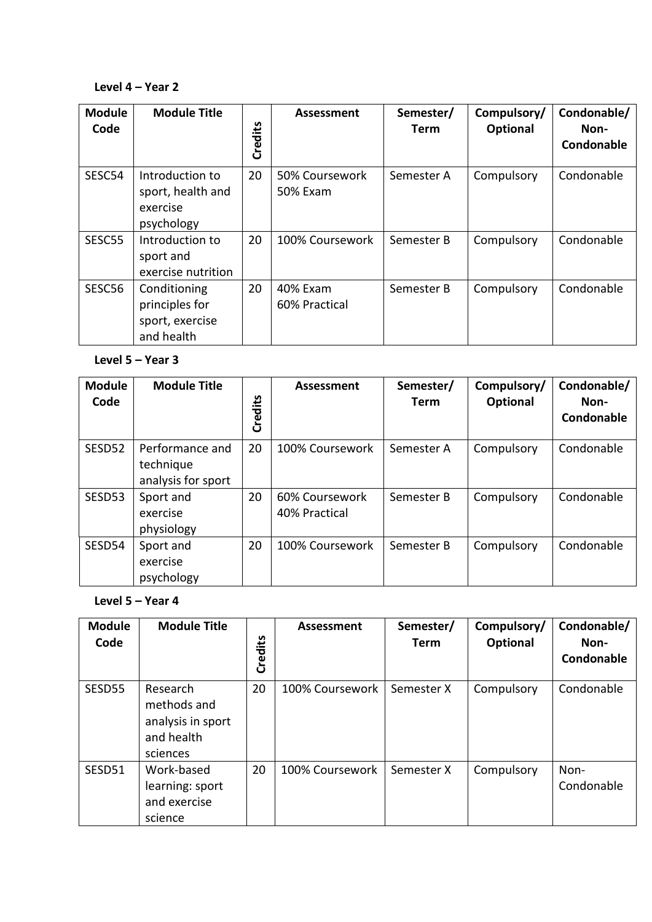**Level 4 – Year 2**

| Module Code | Module Title | Credits | Assessment | Semester/ Term | Compulsory/ Optional | Condonable/ Non-Condonable |
|---|---|---|---|---|---|---|
| SESC54 | Introduction to sport, health and exercise psychology | 20 | 50% Coursework<br>50% Exam | Semester A | Compulsory | Condonable |
| SESC55 | Introduction to sport and exercise nutrition | 20 | 100% Coursework | Semester B | Compulsory | Condonable |
| SESC56 | Conditioning principles for sport, exercise and health | 20 | 40% Exam<br>60% Practical | Semester B | Compulsory | Condonable |

**Level 5 – Year 3**

| Module Code | Module Title | Credits | Assessment | Semester/ Term | Compulsory/ Optional | Condonable/ Non-Condonable |
|---|---|---|---|---|---|---|
| SESD52 | Performance and technique analysis for sport | 20 | 100% Coursework | Semester A | Compulsory | Condonable |
| SESD53 | Sport and exercise physiology | 20 | 60% Coursework<br>40% Practical | Semester B | Compulsory | Condonable |
| SESD54 | Sport and exercise psychology | 20 | 100% Coursework | Semester B | Compulsory | Condonable |

**Level 5 – Year 4**

| Module Code | Module Title | Credits | Assessment | Semester/ Term | Compulsory/ Optional | Condonable/ Non-Condonable |
|---|---|---|---|---|---|---|
| SESD55 | Research methods and analysis in sport and health sciences | 20 | 100% Coursework | Semester X | Compulsory | Condonable |
| SESD51 | Work-based learning: sport and exercise science | 20 | 100% Coursework | Semester X | Compulsory | Non-Condonable |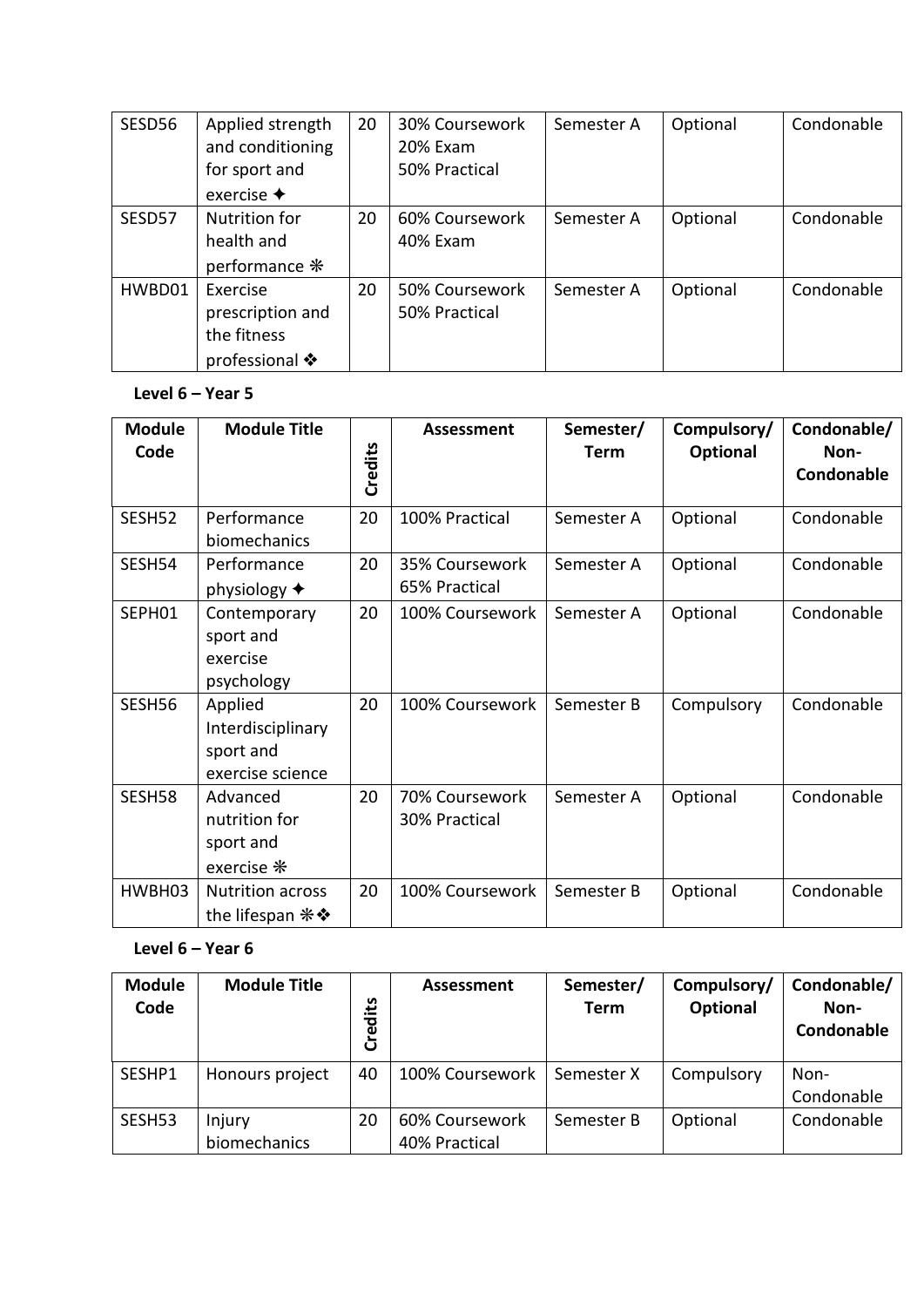| SESD56 | Applied strength and conditioning for sport and exercise ✦ | 20 | 30% Coursework<br>20% Exam<br>50% Practical | Semester A | Optional | Condonable |
|---|---|---|---|---|---|---|
| SESD57 | Nutrition for health and performance ❋ | 20 | 60% Coursework<br>40% Exam | Semester A | Optional | Condonable |
| HWBD01 | Exercise prescription and the fitness professional ❖ | 20 | 50% Coursework<br>50% Practical | Semester A | Optional | Condonable |

**Level 6 – Year 5**

| Module Code | Module Title | Credits | Assessment | Semester/ Term | Compulsory/ Optional | Condonable/ Non-Condonable |
|---|---|---|---|---|---|---|
| SESH52 | Performance biomechanics | 20 | 100% Practical | Semester A | Optional | Condonable |
| SESH54 | Performance physiology ✦ | 20 | 35% Coursework<br>65% Practical | Semester A | Optional | Condonable |
| SEPH01 | Contemporary sport and exercise psychology | 20 | 100% Coursework | Semester A | Optional | Condonable |
| SESH56 | Applied Interdisciplinary sport and exercise science | 20 | 100% Coursework | Semester B | Compulsory | Condonable |
| SESH58 | Advanced nutrition for sport and exercise ❋ | 20 | 70% Coursework<br>30% Practical | Semester A | Optional | Condonable |
| HWBH03 | Nutrition across the lifespan ❋❖ | 20 | 100% Coursework | Semester B | Optional | Condonable |

**Level 6 – Year 6**

| Module Code | Module Title | Credits | Assessment | Semester/ Term | Compulsory/ Optional | Condonable/ Non-Condonable |
|---|---|---|---|---|---|---|
| SESHP1 | Honours project | 40 | 100% Coursework | Semester X | Compulsory | Non-Condonable |
| SESH53 | Injury biomechanics | 20 | 60% Coursework<br>40% Practical | Semester B | Optional | Condonable |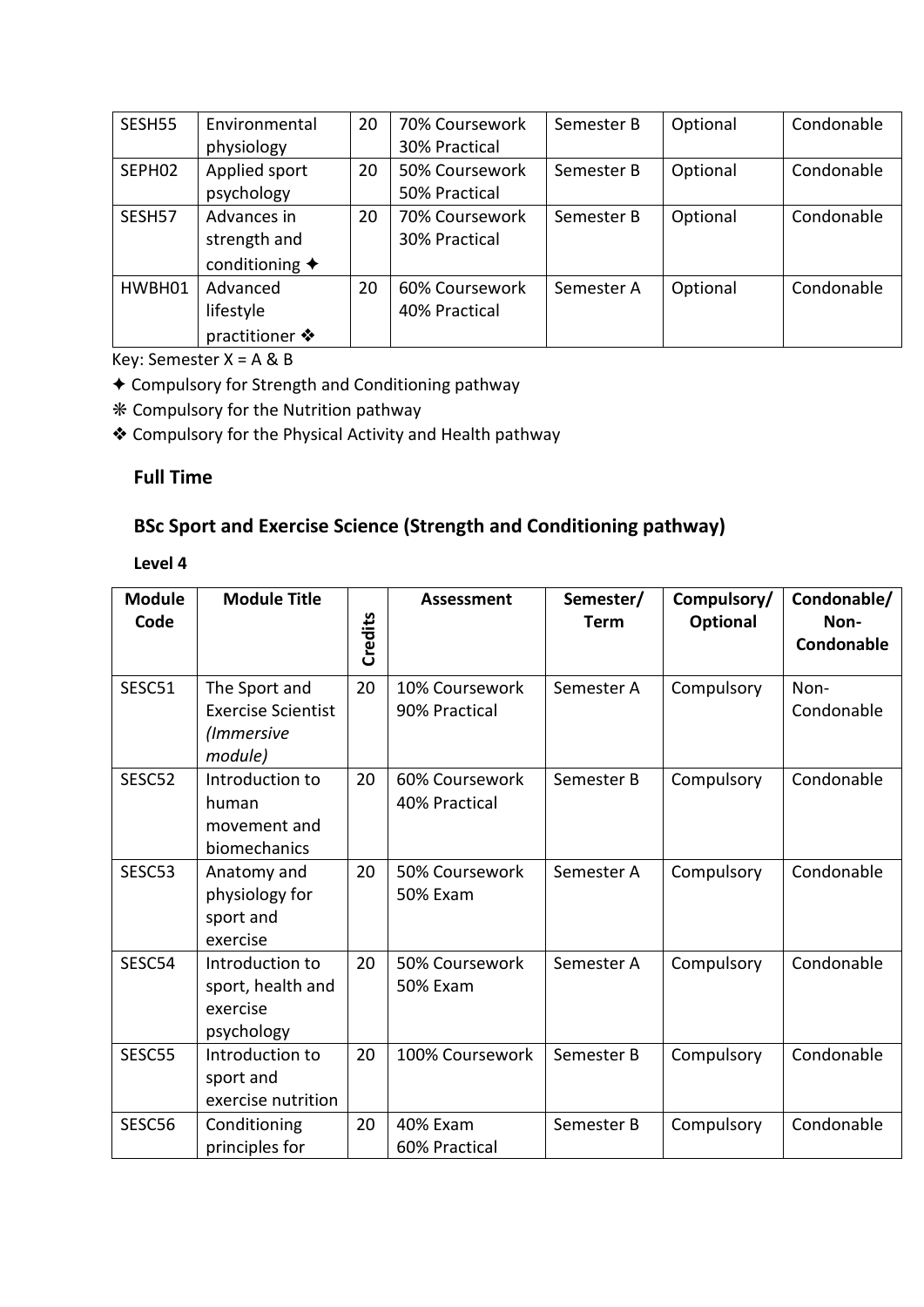| SESH55 | Environmental physiology | 20 | 70% Coursework 30% Practical | Semester B | Optional | Condonable |
|---|---|---|---|---|---|---|
| SEPH02 | Applied sport psychology | 20 | 50% Coursework 50% Practical | Semester B | Optional | Condonable |
| SESH57 | Advances in strength and conditioning ✦ | 20 | 70% Coursework 30% Practical | Semester B | Optional | Condonable |
| HWBH01 | Advanced lifestyle practitioner ❖ | 20 | 60% Coursework 40% Practical | Semester A | Optional | Condonable |

Key: Semester X = A & B

✦ Compulsory for Strength and Conditioning pathway

❋ Compulsory for the Nutrition pathway

❖ Compulsory for the Physical Activity and Health pathway

## Full Time

## BSc Sport and Exercise Science (Strength and Conditioning pathway)

### Level 4

| Module Code | Module Title | Credits | Assessment | Semester/ Term | Compulsory/ Optional | Condonable/ Non-Condonable |
|---|---|---|---|---|---|---|
| SESC51 | The Sport and Exercise Scientist *(Immersive module)* | 20 | 10% Coursework 90% Practical | Semester A | Compulsory | Non-Condonable |
| SESC52 | Introduction to human movement and biomechanics | 20 | 60% Coursework 40% Practical | Semester B | Compulsory | Condonable |
| SESC53 | Anatomy and physiology for sport and exercise | 20 | 50% Coursework 50% Exam | Semester A | Compulsory | Condonable |
| SESC54 | Introduction to sport, health and exercise psychology | 20 | 50% Coursework 50% Exam | Semester A | Compulsory | Condonable |
| SESC55 | Introduction to sport and exercise nutrition | 20 | 100% Coursework | Semester B | Compulsory | Condonable |
| SESC56 | Conditioning principles for | 20 | 40% Exam 60% Practical | Semester B | Compulsory | Condonable |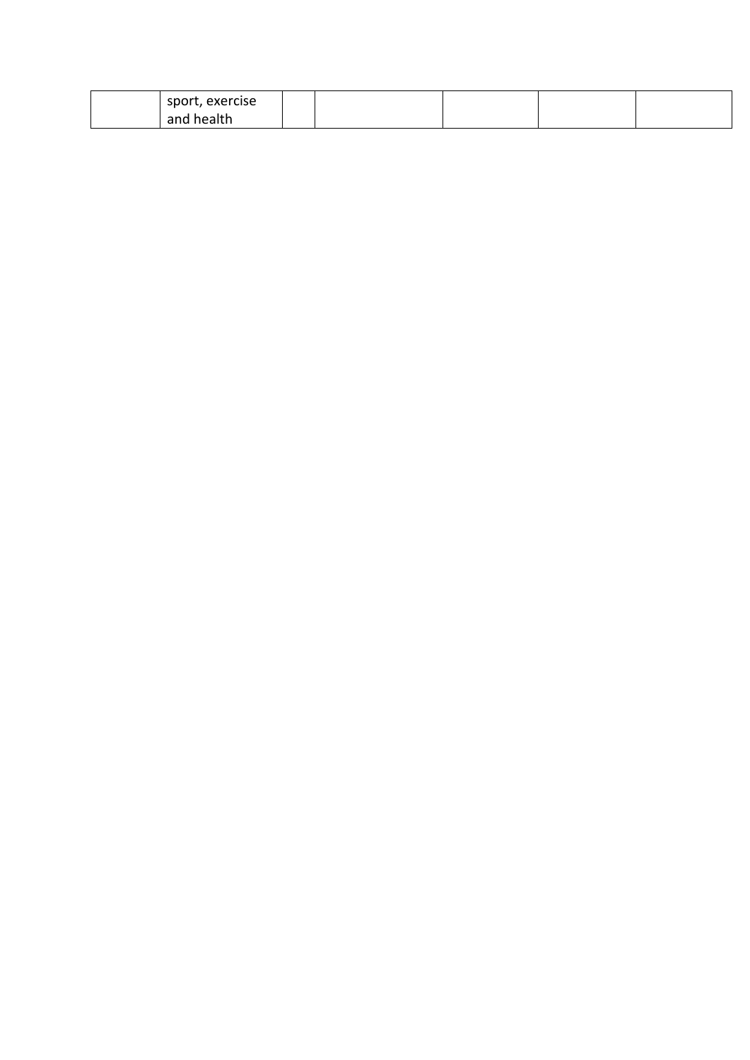| | sport, exercise and health | | | | | |
|---|---|---|---|---|---|---|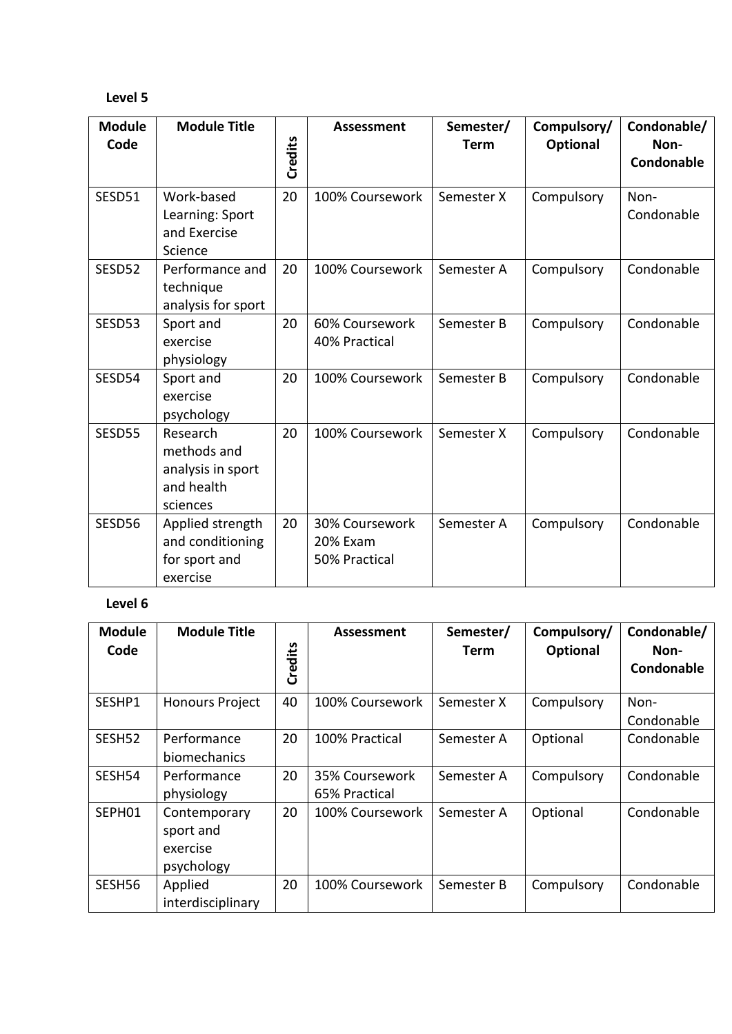**Level 5**

| Module Code | Module Title | Credits | Assessment | Semester/ Term | Compulsory/ Optional | Condonable/ Non-Condonable |
|---|---|---|---|---|---|---|
| SESD51 | Work-based Learning: Sport and Exercise Science | 20 | 100% Coursework | Semester X | Compulsory | Non-Condonable |
| SESD52 | Performance and technique analysis for sport | 20 | 100% Coursework | Semester A | Compulsory | Condonable |
| SESD53 | Sport and exercise physiology | 20 | 60% Coursework 40% Practical | Semester B | Compulsory | Condonable |
| SESD54 | Sport and exercise psychology | 20 | 100% Coursework | Semester B | Compulsory | Condonable |
| SESD55 | Research methods and analysis in sport and health sciences | 20 | 100% Coursework | Semester X | Compulsory | Condonable |
| SESD56 | Applied strength and conditioning for sport and exercise | 20 | 30% Coursework 20% Exam 50% Practical | Semester A | Compulsory | Condonable |

**Level 6**

| Module Code | Module Title | Credits | Assessment | Semester/ Term | Compulsory/ Optional | Condonable/ Non-Condonable |
|---|---|---|---|---|---|---|
| SESHP1 | Honours Project | 40 | 100% Coursework | Semester X | Compulsory | Non-Condonable |
| SESH52 | Performance biomechanics | 20 | 100% Practical | Semester A | Optional | Condonable |
| SESH54 | Performance physiology | 20 | 35% Coursework 65% Practical | Semester A | Compulsory | Condonable |
| SEPH01 | Contemporary sport and exercise psychology | 20 | 100% Coursework | Semester A | Optional | Condonable |
| SESH56 | Applied interdisciplinary | 20 | 100% Coursework | Semester B | Compulsory | Condonable |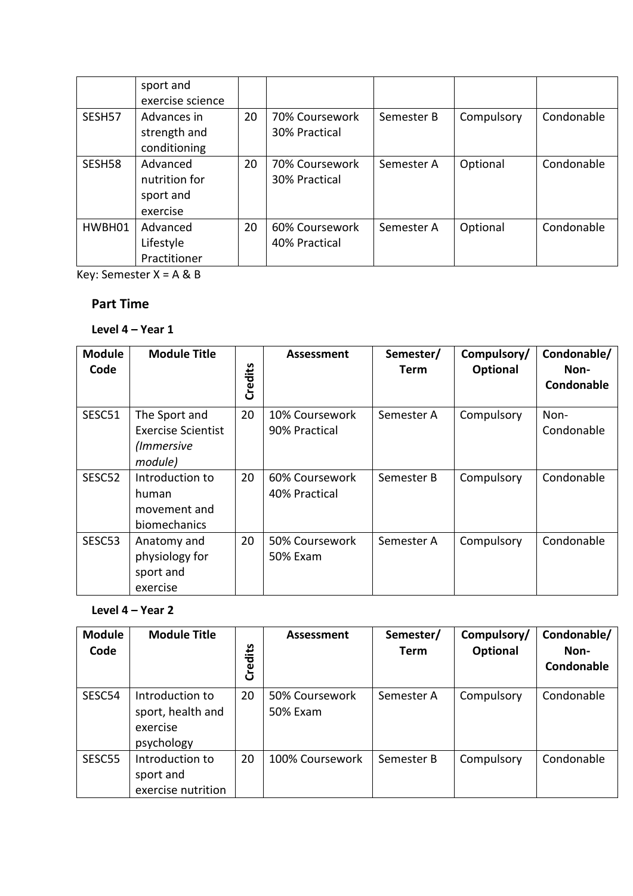| | sport and exercise science | | | | | |
|---|---|---|---|---|---|---|
| SESH57 | Advances in strength and conditioning | 20 | 70% Coursework 30% Practical | Semester B | Compulsory | Condonable |
| SESH58 | Advanced nutrition for sport and exercise | 20 | 70% Coursework 30% Practical | Semester A | Optional | Condonable |
| HWBH01 | Advanced Lifestyle Practitioner | 20 | 60% Coursework 40% Practical | Semester A | Optional | Condonable |

Key: Semester X = A & B

## Part Time

### Level 4 – Year 1

| Module Code | Module Title | Credits | Assessment | Semester/ Term | Compulsory/ Optional | Condonable/ Non-Condonable |
|---|---|---|---|---|---|---|
| SESC51 | The Sport and Exercise Scientist *(Immersive module)* | 20 | 10% Coursework 90% Practical | Semester A | Compulsory | Non-Condonable |
| SESC52 | Introduction to human movement and biomechanics | 20 | 60% Coursework 40% Practical | Semester B | Compulsory | Condonable |
| SESC53 | Anatomy and physiology for sport and exercise | 20 | 50% Coursework 50% Exam | Semester A | Compulsory | Condonable |

### Level 4 – Year 2

| Module Code | Module Title | Credits | Assessment | Semester/ Term | Compulsory/ Optional | Condonable/ Non-Condonable |
|---|---|---|---|---|---|---|
| SESC54 | Introduction to sport, health and exercise psychology | 20 | 50% Coursework 50% Exam | Semester A | Compulsory | Condonable |
| SESC55 | Introduction to sport and exercise nutrition | 20 | 100% Coursework | Semester B | Compulsory | Condonable |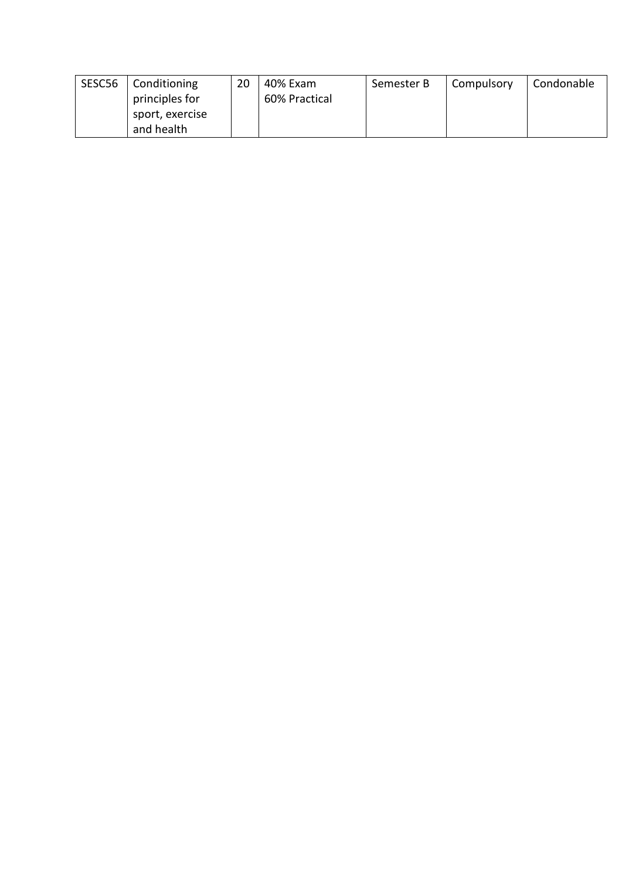| SESC56 | Conditioning principles for sport, exercise and health | 20 | 40% Exam<br>60% Practical | Semester B | Compulsory | Condonable |
|---|---|---|---|---|---|---|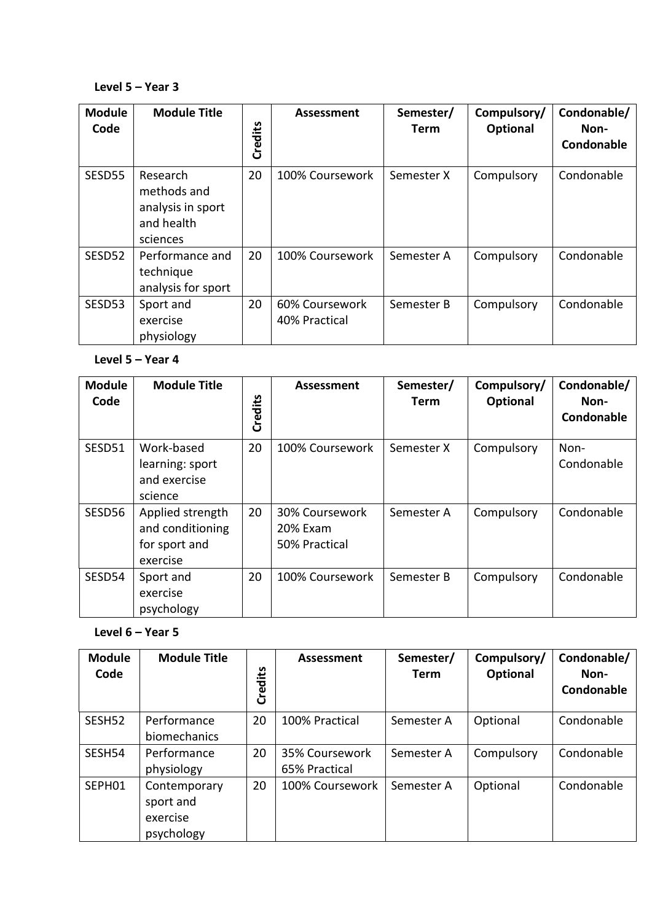**Level 5 – Year 3**

| Module Code | Module Title | Credits | Assessment | Semester/ Term | Compulsory/ Optional | Condonable/ Non-Condonable |
|---|---|---|---|---|---|---|
| SESD55 | Research methods and analysis in sport and health sciences | 20 | 100% Coursework | Semester X | Compulsory | Condonable |
| SESD52 | Performance and technique analysis for sport | 20 | 100% Coursework | Semester A | Compulsory | Condonable |
| SESD53 | Sport and exercise physiology | 20 | 60% Coursework<br>40% Practical | Semester B | Compulsory | Condonable |

**Level 5 – Year 4**

| Module Code | Module Title | Credits | Assessment | Semester/ Term | Compulsory/ Optional | Condonable/ Non-Condonable |
|---|---|---|---|---|---|---|
| SESD51 | Work-based learning: sport and exercise science | 20 | 100% Coursework | Semester X | Compulsory | Non-Condonable |
| SESD56 | Applied strength and conditioning for sport and exercise | 20 | 30% Coursework<br>20% Exam<br>50% Practical | Semester A | Compulsory | Condonable |
| SESD54 | Sport and exercise psychology | 20 | 100% Coursework | Semester B | Compulsory | Condonable |

**Level 6 – Year 5**

| Module Code | Module Title | Credits | Assessment | Semester/ Term | Compulsory/ Optional | Condonable/ Non-Condonable |
|---|---|---|---|---|---|---|
| SESH52 | Performance biomechanics | 20 | 100% Practical | Semester A | Optional | Condonable |
| SESH54 | Performance physiology | 20 | 35% Coursework<br>65% Practical | Semester A | Compulsory | Condonable |
| SEPH01 | Contemporary sport and exercise psychology | 20 | 100% Coursework | Semester A | Optional | Condonable |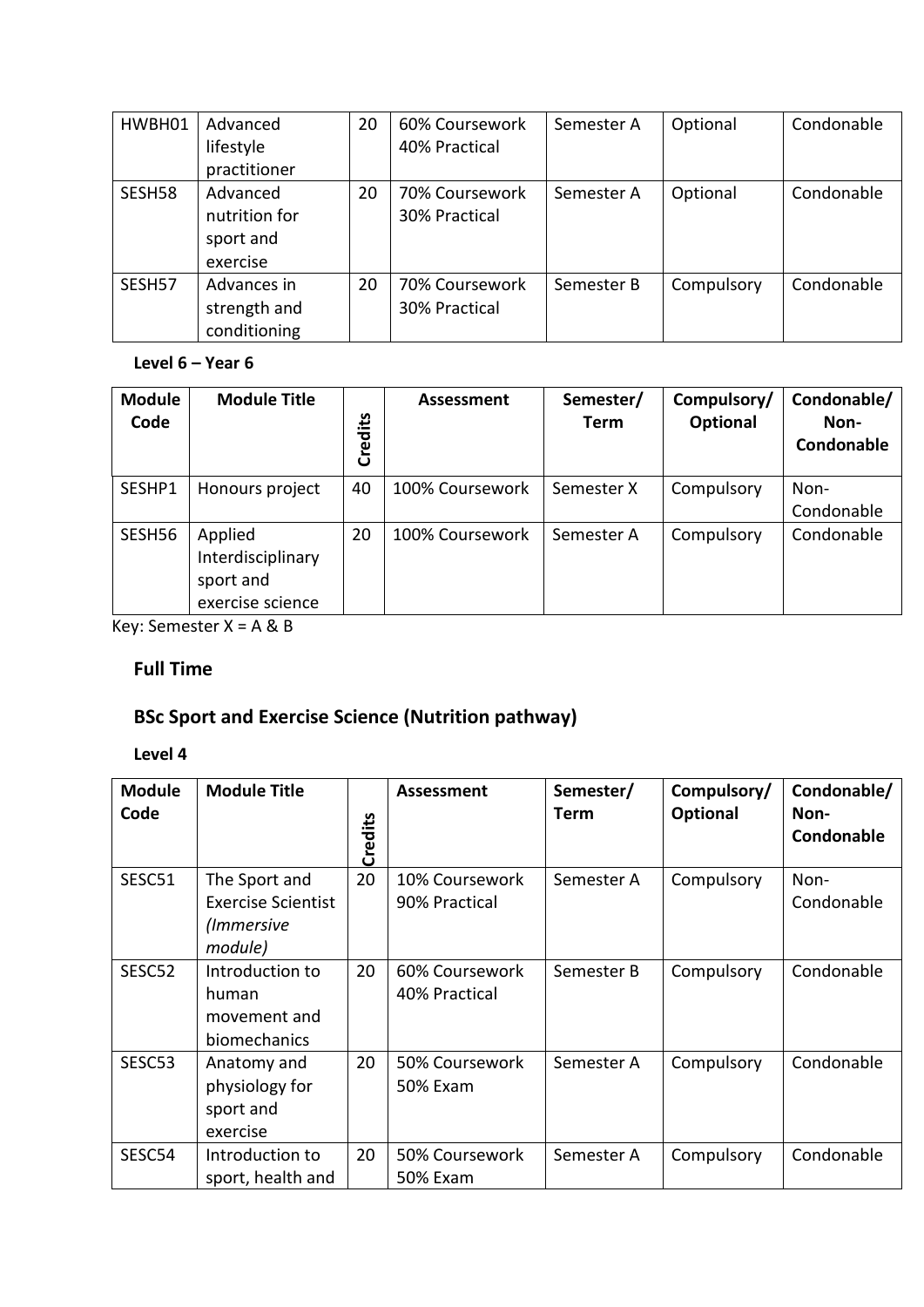| HWBH01 | Advanced lifestyle practitioner | 20 | 60% Coursework 40% Practical | Semester A | Optional | Condonable |
|---|---|---|---|---|---|---|
| SESH58 | Advanced nutrition for sport and exercise | 20 | 70% Coursework 30% Practical | Semester A | Optional | Condonable |
| SESH57 | Advances in strength and conditioning | 20 | 70% Coursework 30% Practical | Semester B | Compulsory | Condonable |

**Level 6 – Year 6**

| Module Code | Module Title | Credits | Assessment | Semester/ Term | Compulsory/ Optional | Condonable/ Non-Condonable |
|---|---|---|---|---|---|---|
| SESHP1 | Honours project | 40 | 100% Coursework | Semester X | Compulsory | Non-Condonable |
| SESH56 | Applied Interdisciplinary sport and exercise science | 20 | 100% Coursework | Semester A | Compulsory | Condonable |

Key: Semester X = A & B

## Full Time

## BSc Sport and Exercise Science (Nutrition pathway)

**Level 4**

| Module Code | Module Title | Credits | Assessment | Semester/ Term | Compulsory/ Optional | Condonable/ Non-Condonable |
|---|---|---|---|---|---|---|
| SESC51 | The Sport and Exercise Scientist *(Immersive module)* | 20 | 10% Coursework 90% Practical | Semester A | Compulsory | Non-Condonable |
| SESC52 | Introduction to human movement and biomechanics | 20 | 60% Coursework 40% Practical | Semester B | Compulsory | Condonable |
| SESC53 | Anatomy and physiology for sport and exercise | 20 | 50% Coursework 50% Exam | Semester A | Compulsory | Condonable |
| SESC54 | Introduction to sport, health and | 20 | 50% Coursework 50% Exam | Semester A | Compulsory | Condonable |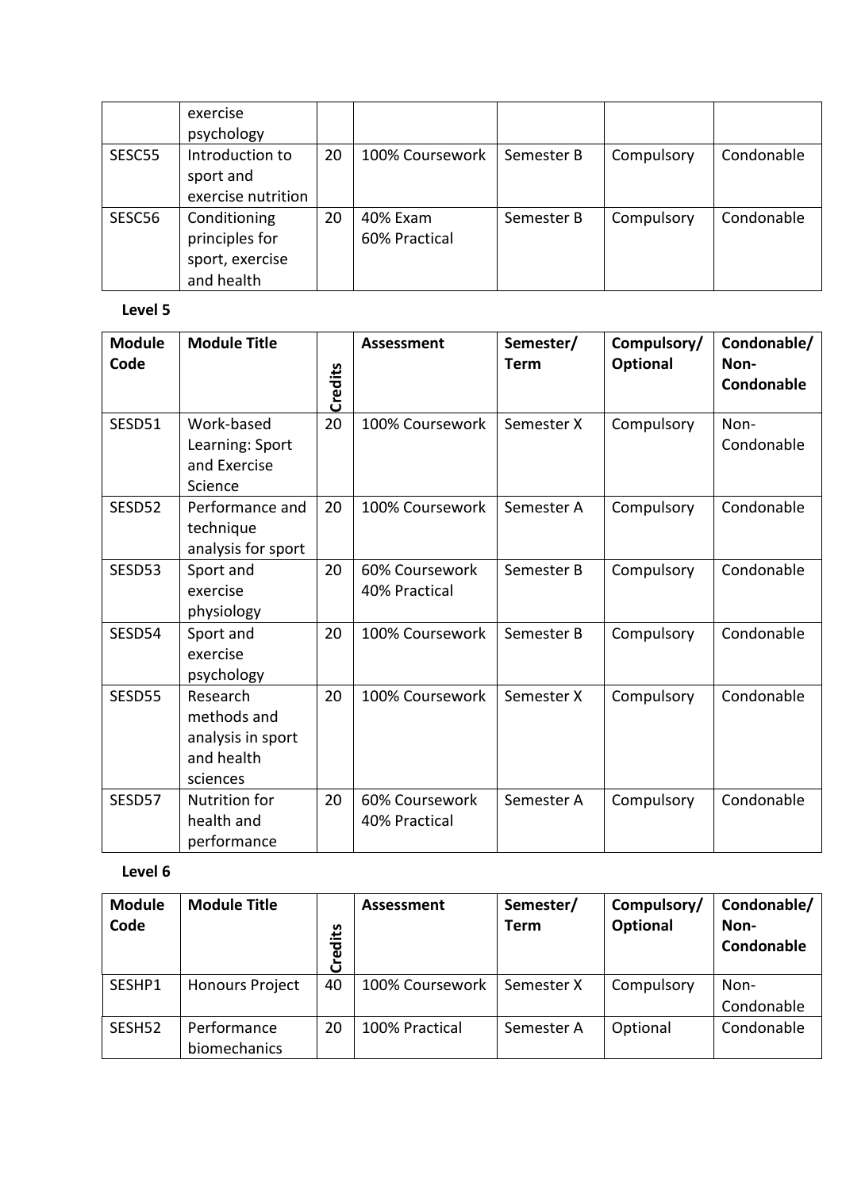|  | exercise psychology |  |  |  |  |  |
|---|---|---|---|---|---|---|
| SESC55 | Introduction to sport and exercise nutrition | 20 | 100% Coursework | Semester B | Compulsory | Condonable |
| SESC56 | Conditioning principles for sport, exercise and health | 20 | 40% Exam<br>60% Practical | Semester B | Compulsory | Condonable |

**Level 5**

| Module Code | Module Title | Credits | Assessment | Semester/ Term | Compulsory/ Optional | Condonable/ Non-Condonable |
|---|---|---|---|---|---|---|
| SESD51 | Work-based Learning: Sport and Exercise Science | 20 | 100% Coursework | Semester X | Compulsory | Non-Condonable |
| SESD52 | Performance and technique analysis for sport | 20 | 100% Coursework | Semester A | Compulsory | Condonable |
| SESD53 | Sport and exercise physiology | 20 | 60% Coursework<br>40% Practical | Semester B | Compulsory | Condonable |
| SESD54 | Sport and exercise psychology | 20 | 100% Coursework | Semester B | Compulsory | Condonable |
| SESD55 | Research methods and analysis in sport and health sciences | 20 | 100% Coursework | Semester X | Compulsory | Condonable |
| SESD57 | Nutrition for health and performance | 20 | 60% Coursework<br>40% Practical | Semester A | Compulsory | Condonable |

**Level 6**

| Module Code | Module Title | Credits | Assessment | Semester/ Term | Compulsory/ Optional | Condonable/ Non-Condonable |
|---|---|---|---|---|---|---|
| SESHP1 | Honours Project | 40 | 100% Coursework | Semester X | Compulsory | Non-Condonable |
| SESH52 | Performance biomechanics | 20 | 100% Practical | Semester A | Optional | Condonable |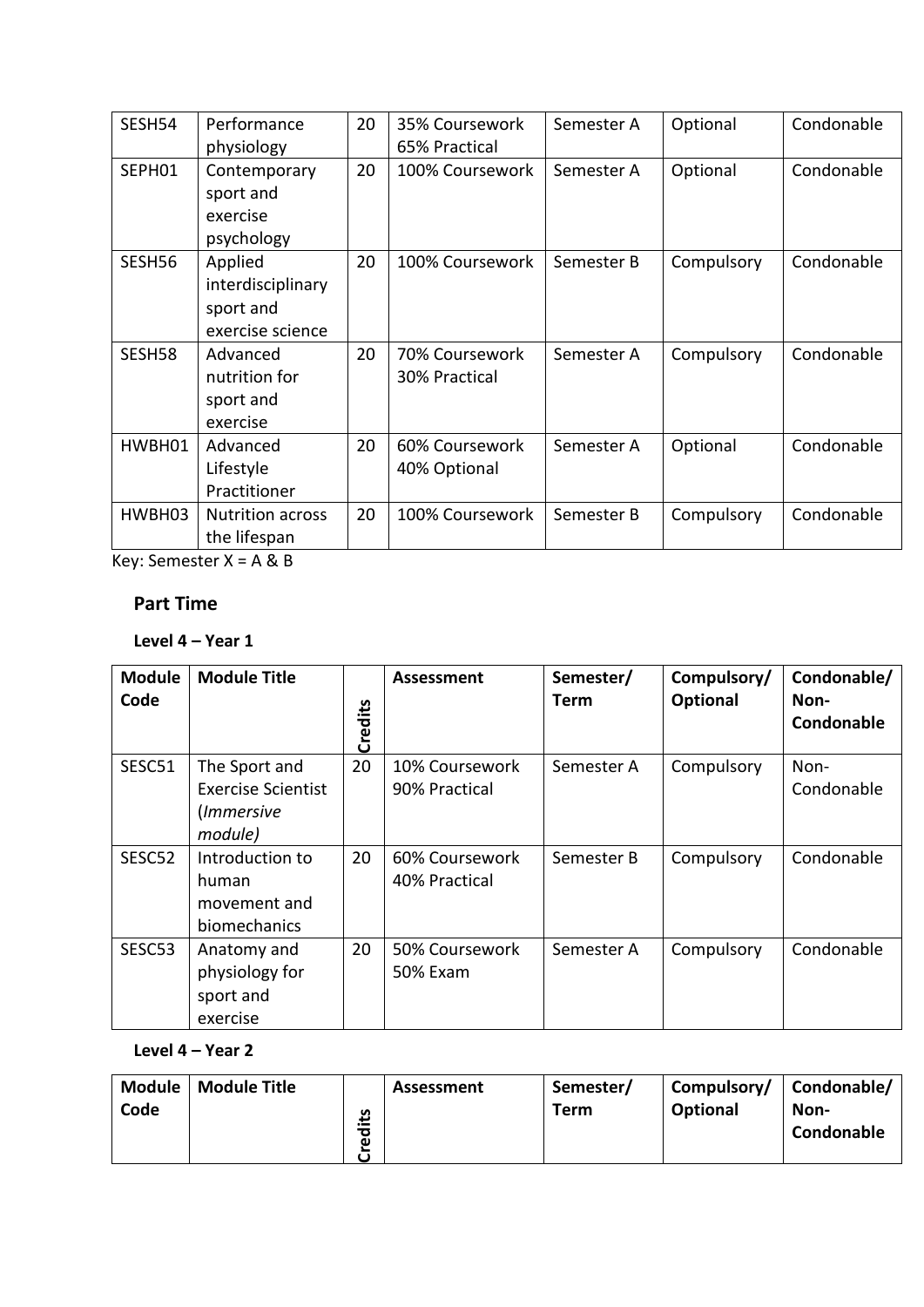| SESH54 | Performance physiology | 20 | 35% Coursework 65% Practical | Semester A | Optional | Condonable |
|---|---|---|---|---|---|---|
| SEPH01 | Contemporary sport and exercise psychology | 20 | 100% Coursework | Semester A | Optional | Condonable |
| SESH56 | Applied interdisciplinary sport and exercise science | 20 | 100% Coursework | Semester B | Compulsory | Condonable |
| SESH58 | Advanced nutrition for sport and exercise | 20 | 70% Coursework 30% Practical | Semester A | Compulsory | Condonable |
| HWBH01 | Advanced Lifestyle Practitioner | 20 | 60% Coursework 40% Optional | Semester A | Optional | Condonable |
| HWBH03 | Nutrition across the lifespan | 20 | 100% Coursework | Semester B | Compulsory | Condonable |

Key: Semester X = A & B

## Part Time

### Level 4 – Year 1

| Module Code | Module Title | Credits | Assessment | Semester/ Term | Compulsory/ Optional | Condonable/ Non-Condonable |
|---|---|---|---|---|---|---|
| SESC51 | The Sport and Exercise Scientist (*Immersive module)* | 20 | 10% Coursework 90% Practical | Semester A | Compulsory | Non-Condonable |
| SESC52 | Introduction to human movement and biomechanics | 20 | 60% Coursework 40% Practical | Semester B | Compulsory | Condonable |
| SESC53 | Anatomy and physiology for sport and exercise | 20 | 50% Coursework 50% Exam | Semester A | Compulsory | Condonable |

### Level 4 – Year 2

| Module Code | Module Title | Credits | Assessment | Semester/ Term | Compulsory/ Optional | Condonable/ Non-Condonable |
|---|---|---|---|---|---|---|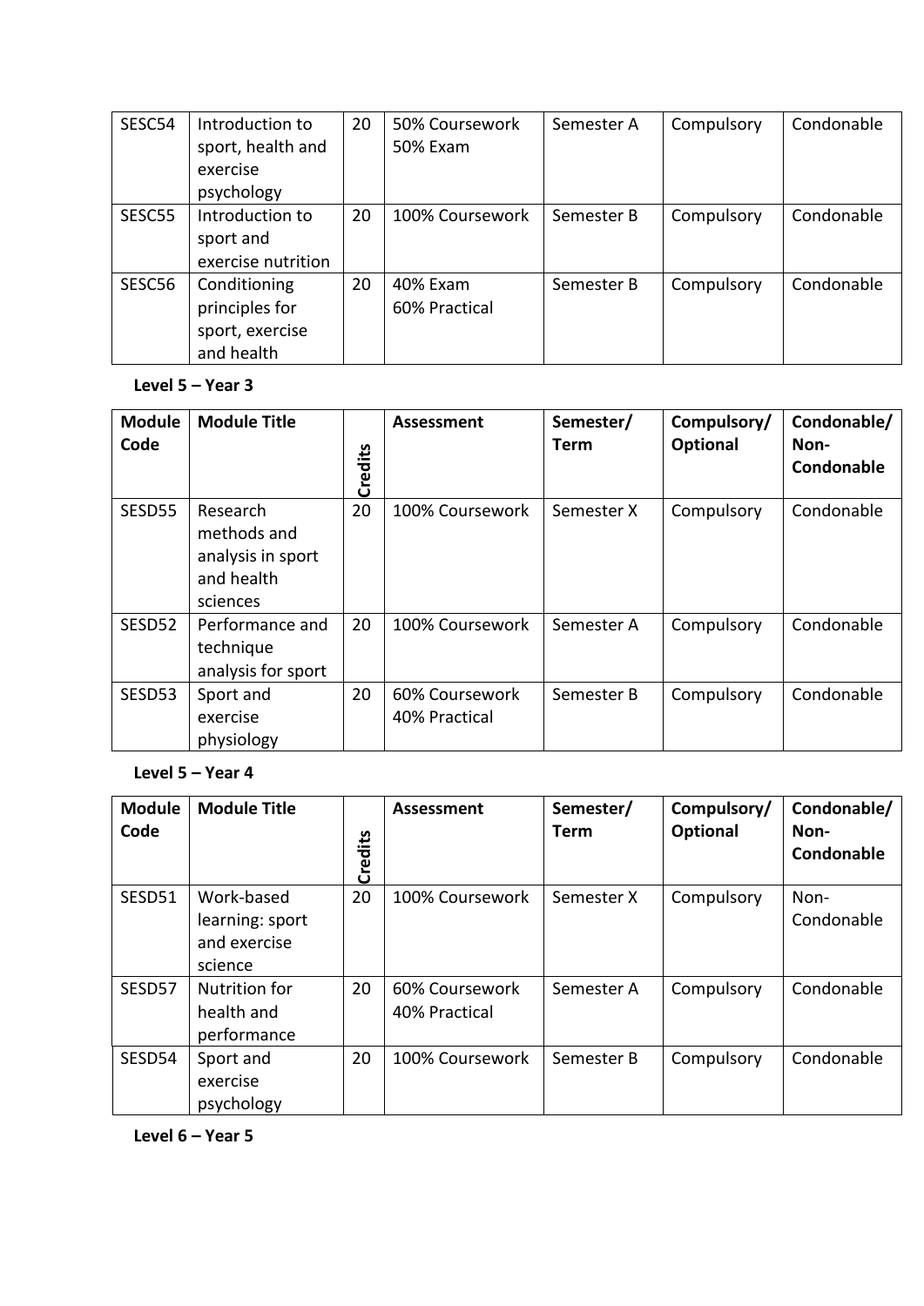| SESC54 | Introduction to sport, health and exercise psychology | 20 | 50% Coursework 50% Exam | Semester A | Compulsory | Condonable |
|---|---|---|---|---|---|---|
| SESC55 | Introduction to sport and exercise nutrition | 20 | 100% Coursework | Semester B | Compulsory | Condonable |
| SESC56 | Conditioning principles for sport, exercise and health | 20 | 40% Exam 60% Practical | Semester B | Compulsory | Condonable |

**Level 5 – Year 3**

| Module Code | Module Title | Credits | Assessment | Semester/ Term | Compulsory/ Optional | Condonable/ Non-Condonable |
|---|---|---|---|---|---|---|
| SESD55 | Research methods and analysis in sport and health sciences | 20 | 100% Coursework | Semester X | Compulsory | Condonable |
| SESD52 | Performance and technique analysis for sport | 20 | 100% Coursework | Semester A | Compulsory | Condonable |
| SESD53 | Sport and exercise physiology | 20 | 60% Coursework 40% Practical | Semester B | Compulsory | Condonable |

**Level 5 – Year 4**

| Module Code | Module Title | Credits | Assessment | Semester/ Term | Compulsory/ Optional | Condonable/ Non-Condonable |
|---|---|---|---|---|---|---|
| SESD51 | Work-based learning: sport and exercise science | 20 | 100% Coursework | Semester X | Compulsory | Non-Condonable |
| SESD57 | Nutrition for health and performance | 20 | 60% Coursework 40% Practical | Semester A | Compulsory | Condonable |
| SESD54 | Sport and exercise psychology | 20 | 100% Coursework | Semester B | Compulsory | Condonable |

**Level 6 – Year 5**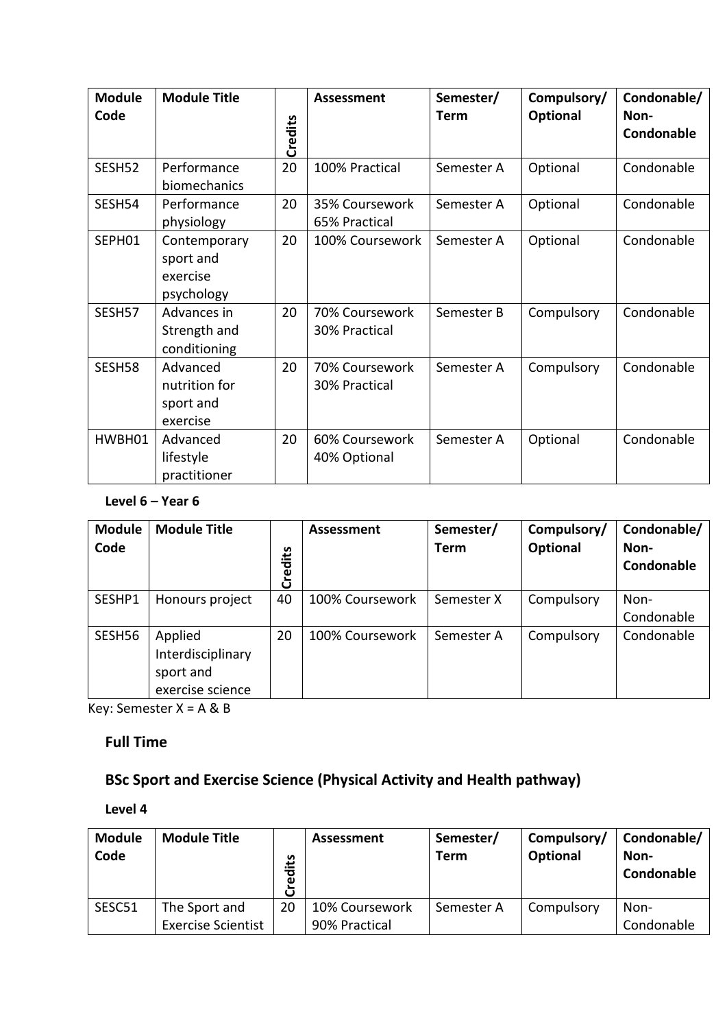| Module Code | Module Title | Credits | Assessment | Semester/ Term | Compulsory/ Optional | Condonable/ Non-Condonable |
|---|---|---|---|---|---|---|
| SESH52 | Performance biomechanics | 20 | 100% Practical | Semester A | Optional | Condonable |
| SESH54 | Performance physiology | 20 | 35% Coursework 65% Practical | Semester A | Optional | Condonable |
| SEPH01 | Contemporary sport and exercise psychology | 20 | 100% Coursework | Semester A | Optional | Condonable |
| SESH57 | Advances in Strength and conditioning | 20 | 70% Coursework 30% Practical | Semester B | Compulsory | Condonable |
| SESH58 | Advanced nutrition for sport and exercise | 20 | 70% Coursework 30% Practical | Semester A | Compulsory | Condonable |
| HWBH01 | Advanced lifestyle practitioner | 20 | 60% Coursework 40% Optional | Semester A | Optional | Condonable |

**Level 6 – Year 6**

| Module Code | Module Title | Credits | Assessment | Semester/ Term | Compulsory/ Optional | Condonable/ Non-Condonable |
|---|---|---|---|---|---|---|
| SESHP1 | Honours project | 40 | 100% Coursework | Semester X | Compulsory | Non-Condonable |
| SESH56 | Applied Interdisciplinary sport and exercise science | 20 | 100% Coursework | Semester A | Compulsory | Condonable |

Key: Semester X = A & B

## Full Time

## BSc Sport and Exercise Science (Physical Activity and Health pathway)

**Level 4**

| Module Code | Module Title | Credits | Assessment | Semester/ Term | Compulsory/ Optional | Condonable/ Non-Condonable |
|---|---|---|---|---|---|---|
| SESC51 | The Sport and Exercise Scientist | 20 | 10% Coursework 90% Practical | Semester A | Compulsory | Non-Condonable |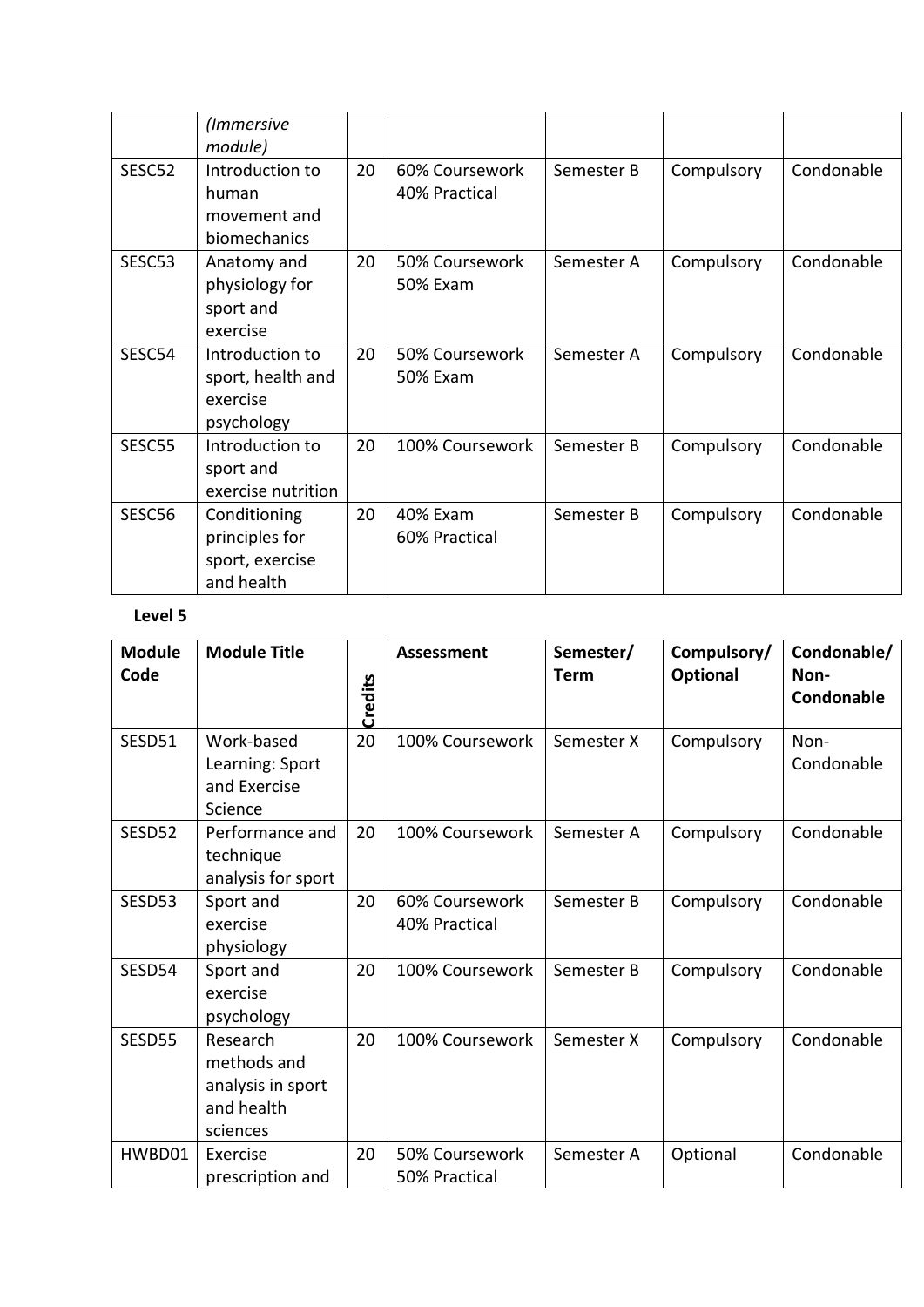| | *(Immersive module)* | | | | | |
|---|---|---|---|---|---|---|
| SESC52 | Introduction to human movement and biomechanics | 20 | 60% Coursework 40% Practical | Semester B | Compulsory | Condonable |
| SESC53 | Anatomy and physiology for sport and exercise | 20 | 50% Coursework 50% Exam | Semester A | Compulsory | Condonable |
| SESC54 | Introduction to sport, health and exercise psychology | 20 | 50% Coursework 50% Exam | Semester A | Compulsory | Condonable |
| SESC55 | Introduction to sport and exercise nutrition | 20 | 100% Coursework | Semester B | Compulsory | Condonable |
| SESC56 | Conditioning principles for sport, exercise and health | 20 | 40% Exam 60% Practical | Semester B | Compulsory | Condonable |

**Level 5**

| Module Code | Module Title | Credits | Assessment | Semester/ Term | Compulsory/ Optional | Condonable/ Non-Condonable |
|---|---|---|---|---|---|---|
| SESD51 | Work-based Learning: Sport and Exercise Science | 20 | 100% Coursework | Semester X | Compulsory | Non-Condonable |
| SESD52 | Performance and technique analysis for sport | 20 | 100% Coursework | Semester A | Compulsory | Condonable |
| SESD53 | Sport and exercise physiology | 20 | 60% Coursework 40% Practical | Semester B | Compulsory | Condonable |
| SESD54 | Sport and exercise psychology | 20 | 100% Coursework | Semester B | Compulsory | Condonable |
| SESD55 | Research methods and analysis in sport and health sciences | 20 | 100% Coursework | Semester X | Compulsory | Condonable |
| HWBD01 | Exercise prescription and | 20 | 50% Coursework 50% Practical | Semester A | Optional | Condonable |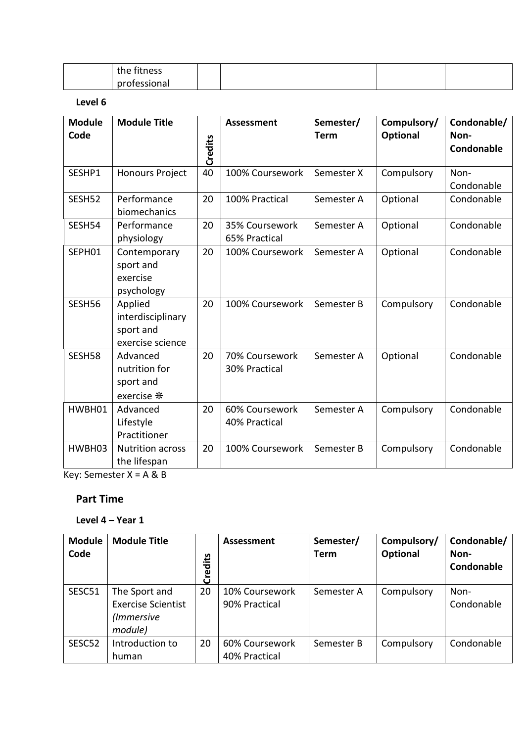| | the fitness professional | | | | | |
|---|---|---|---|---|---|---|

**Level 6**

| Module Code | Module Title | Credits | Assessment | Semester/ Term | Compulsory/ Optional | Condonable/ Non-Condonable |
|---|---|---|---|---|---|---|
| SESHP1 | Honours Project | 40 | 100% Coursework | Semester X | Compulsory | Non-Condonable |
| SESH52 | Performance biomechanics | 20 | 100% Practical | Semester A | Optional | Condonable |
| SESH54 | Performance physiology | 20 | 35% Coursework 65% Practical | Semester A | Optional | Condonable |
| SEPH01 | Contemporary sport and exercise psychology | 20 | 100% Coursework | Semester A | Optional | Condonable |
| SESH56 | Applied interdisciplinary sport and exercise science | 20 | 100% Coursework | Semester B | Compulsory | Condonable |
| SESH58 | Advanced nutrition for sport and exercise ❋ | 20 | 70% Coursework 30% Practical | Semester A | Optional | Condonable |
| HWBH01 | Advanced Lifestyle Practitioner | 20 | 60% Coursework 40% Practical | Semester A | Compulsory | Condonable |
| HWBH03 | Nutrition across the lifespan | 20 | 100% Coursework | Semester B | Compulsory | Condonable |

Key: Semester X = A & B

## Part Time

**Level 4 – Year 1**

| Module Code | Module Title | Credits | Assessment | Semester/ Term | Compulsory/ Optional | Condonable/ Non-Condonable |
|---|---|---|---|---|---|---|
| SESC51 | The Sport and Exercise Scientist *(Immersive module)* | 20 | 10% Coursework 90% Practical | Semester A | Compulsory | Non-Condonable |
| SESC52 | Introduction to human | 20 | 60% Coursework 40% Practical | Semester B | Compulsory | Condonable |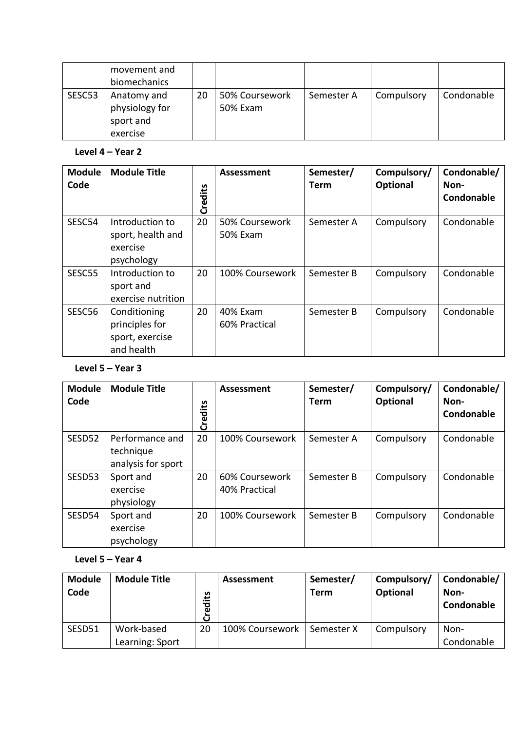| | movement and biomechanics | | | | | |
|---|---|---|---|---|---|---|
| SESC53 | Anatomy and physiology for sport and exercise | 20 | 50% Coursework 50% Exam | Semester A | Compulsory | Condonable |

**Level 4 – Year 2**

| Module Code | Module Title | Credits | Assessment | Semester/ Term | Compulsory/ Optional | Condonable/ Non-Condonable |
|---|---|---|---|---|---|---|
| SESC54 | Introduction to sport, health and exercise psychology | 20 | 50% Coursework 50% Exam | Semester A | Compulsory | Condonable |
| SESC55 | Introduction to sport and exercise nutrition | 20 | 100% Coursework | Semester B | Compulsory | Condonable |
| SESC56 | Conditioning principles for sport, exercise and health | 20 | 40% Exam 60% Practical | Semester B | Compulsory | Condonable |

**Level 5 – Year 3**

| Module Code | Module Title | Credits | Assessment | Semester/ Term | Compulsory/ Optional | Condonable/ Non-Condonable |
|---|---|---|---|---|---|---|
| SESD52 | Performance and technique analysis for sport | 20 | 100% Coursework | Semester A | Compulsory | Condonable |
| SESD53 | Sport and exercise physiology | 20 | 60% Coursework 40% Practical | Semester B | Compulsory | Condonable |
| SESD54 | Sport and exercise psychology | 20 | 100% Coursework | Semester B | Compulsory | Condonable |

**Level 5 – Year 4**

| Module Code | Module Title | Credits | Assessment | Semester/ Term | Compulsory/ Optional | Condonable/ Non-Condonable |
|---|---|---|---|---|---|---|
| SESD51 | Work-based Learning: Sport | 20 | 100% Coursework | Semester X | Compulsory | Non-Condonable |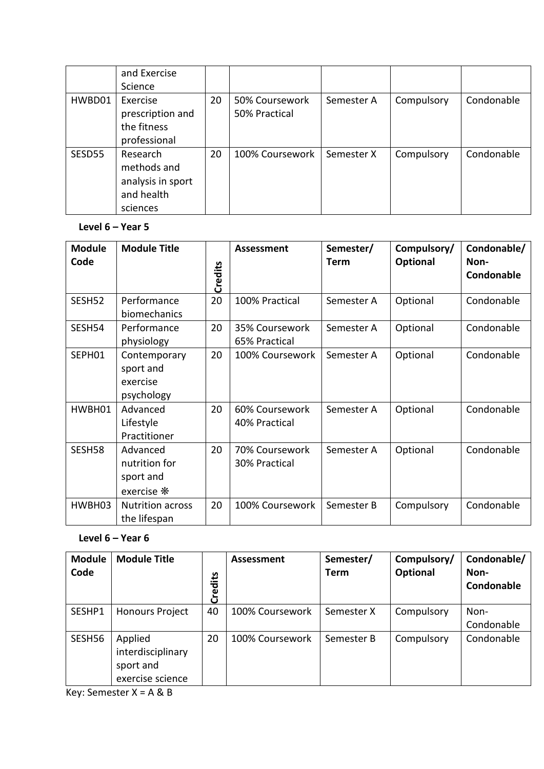|  | and Exercise Science |  |  |  |  |  |
|---|---|---|---|---|---|---|
| HWBD01 | Exercise prescription and the fitness professional | 20 | 50% Coursework 50% Practical | Semester A | Compulsory | Condonable |
| SESD55 | Research methods and analysis in sport and health sciences | 20 | 100% Coursework | Semester X | Compulsory | Condonable |

**Level 6 – Year 5**

| Module Code | Module Title | Credits | Assessment | Semester/ Term | Compulsory/ Optional | Condonable/ Non-Condonable |
|---|---|---|---|---|---|---|
| SESH52 | Performance biomechanics | 20 | 100% Practical | Semester A | Optional | Condonable |
| SESH54 | Performance physiology | 20 | 35% Coursework 65% Practical | Semester A | Optional | Condonable |
| SEPH01 | Contemporary sport and exercise psychology | 20 | 100% Coursework | Semester A | Optional | Condonable |
| HWBH01 | Advanced Lifestyle Practitioner | 20 | 60% Coursework 40% Practical | Semester A | Optional | Condonable |
| SESH58 | Advanced nutrition for sport and exercise ❋ | 20 | 70% Coursework 30% Practical | Semester A | Optional | Condonable |
| HWBH03 | Nutrition across the lifespan | 20 | 100% Coursework | Semester B | Compulsory | Condonable |

**Level 6 – Year 6**

| Module Code | Module Title | Credits | Assessment | Semester/ Term | Compulsory/ Optional | Condonable/ Non-Condonable |
|---|---|---|---|---|---|---|
| SESHP1 | Honours Project | 40 | 100% Coursework | Semester X | Compulsory | Non-Condonable |
| SESH56 | Applied interdisciplinary sport and exercise science | 20 | 100% Coursework | Semester B | Compulsory | Condonable |

Key: Semester X = A & B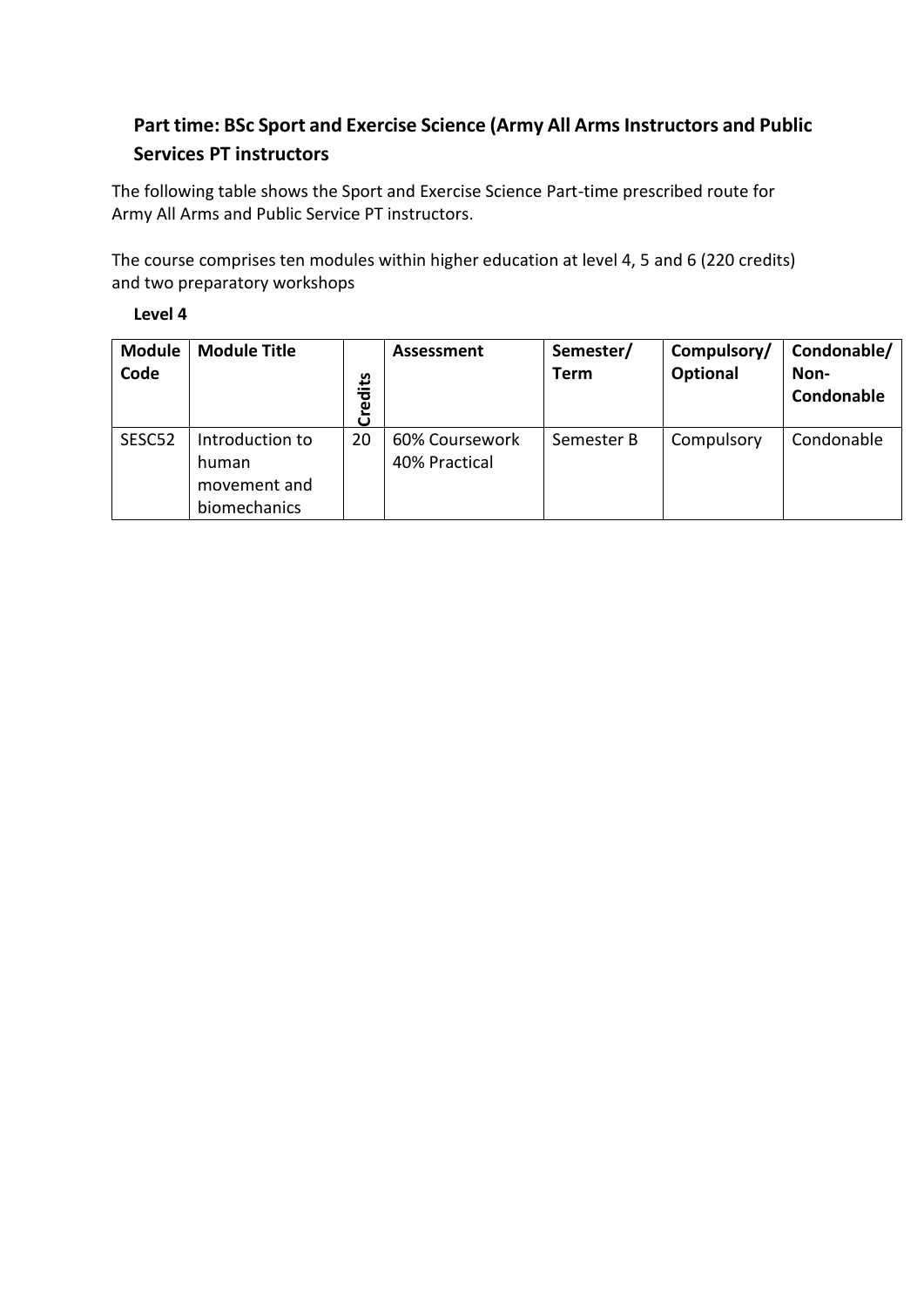## Part time: BSc Sport and Exercise Science (Army All Arms Instructors and Public Services PT instructors

The following table shows the Sport and Exercise Science Part-time prescribed route for Army All Arms and Public Service PT instructors.

The course comprises ten modules within higher education at level 4, 5 and 6 (220 credits) and two preparatory workshops

**Level 4**

| Module Code | Module Title | Credits | Assessment | Semester/ Term | Compulsory/ Optional | Condonable/ Non-Condonable |
|---|---|---|---|---|---|---|
| SESC52 | Introduction to human movement and biomechanics | 20 | 60% Coursework 40% Practical | Semester B | Compulsory | Condonable |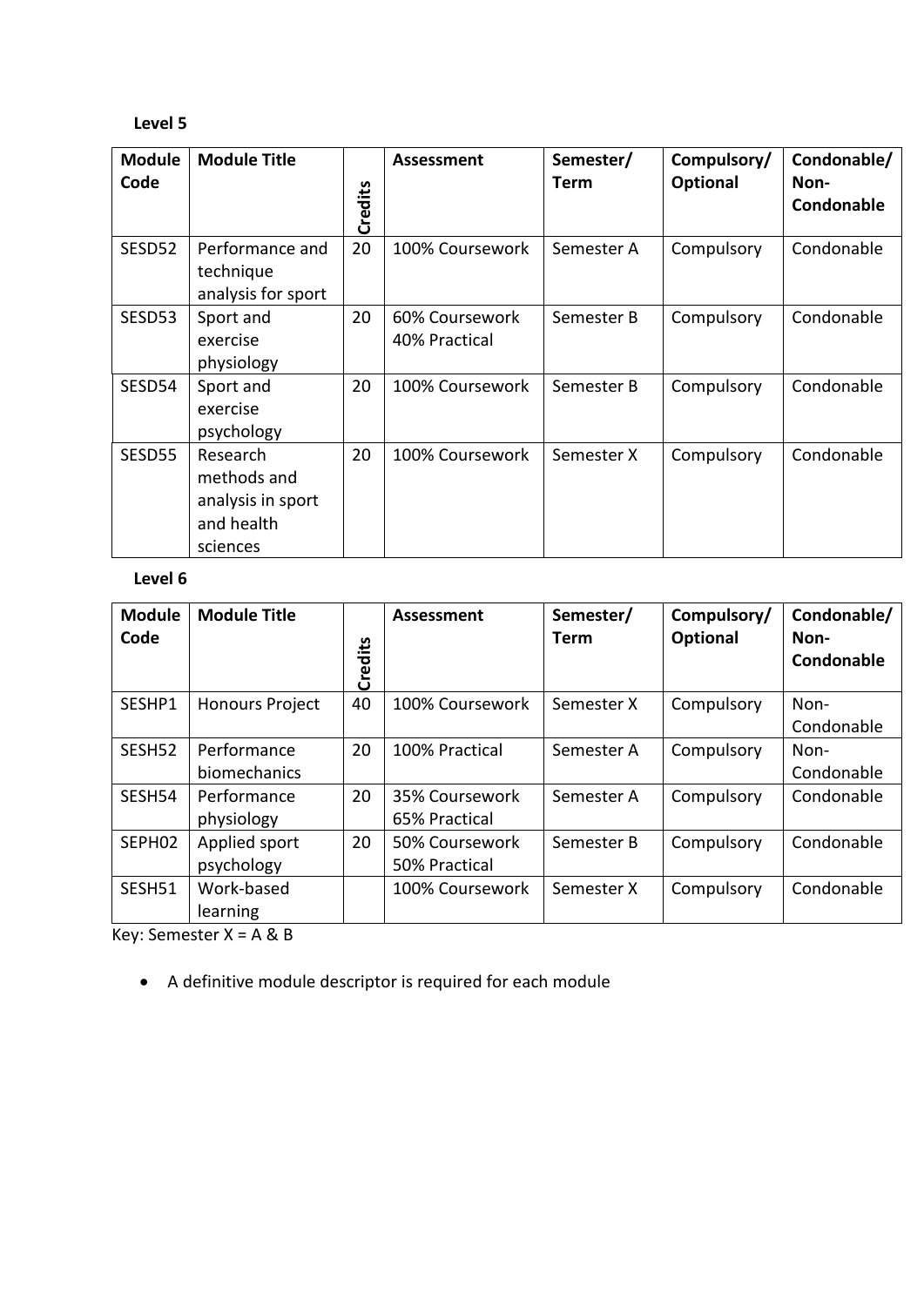**Level 5**

| Module Code | Module Title | Credits | Assessment | Semester/ Term | Compulsory/ Optional | Condonable/ Non-Condonable |
|---|---|---|---|---|---|---|
| SESD52 | Performance and technique analysis for sport | 20 | 100% Coursework | Semester A | Compulsory | Condonable |
| SESD53 | Sport and exercise physiology | 20 | 60% Coursework 40% Practical | Semester B | Compulsory | Condonable |
| SESD54 | Sport and exercise psychology | 20 | 100% Coursework | Semester B | Compulsory | Condonable |
| SESD55 | Research methods and analysis in sport and health sciences | 20 | 100% Coursework | Semester X | Compulsory | Condonable |

**Level 6**

| Module Code | Module Title | Credits | Assessment | Semester/ Term | Compulsory/ Optional | Condonable/ Non-Condonable |
|---|---|---|---|---|---|---|
| SESHP1 | Honours Project | 40 | 100% Coursework | Semester X | Compulsory | Non-Condonable |
| SESH52 | Performance biomechanics | 20 | 100% Practical | Semester A | Compulsory | Non-Condonable |
| SESH54 | Performance physiology | 20 | 35% Coursework 65% Practical | Semester A | Compulsory | Condonable |
| SEPH02 | Applied sport psychology | 20 | 50% Coursework 50% Practical | Semester B | Compulsory | Condonable |
| SESH51 | Work-based learning | | 100% Coursework | Semester X | Compulsory | Condonable |

Key: Semester X = A & B

- A definitive module descriptor is required for each module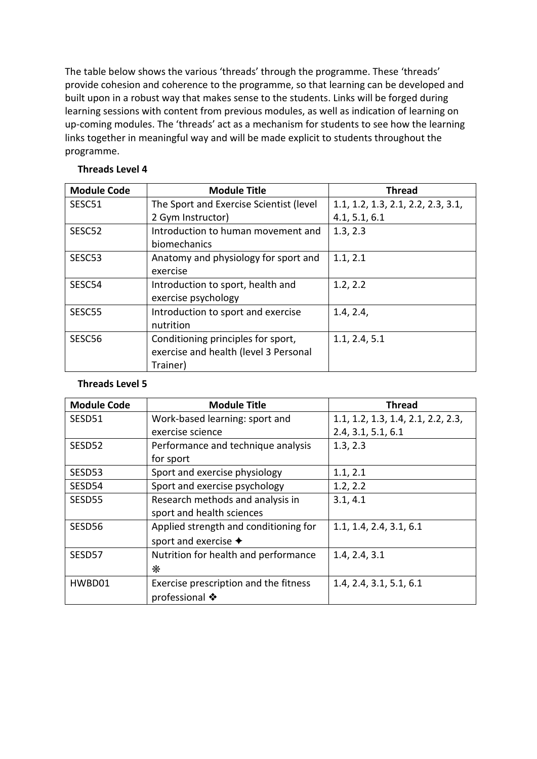The table below shows the various 'threads' through the programme. These 'threads' provide cohesion and coherence to the programme, so that learning can be developed and built upon in a robust way that makes sense to the students. Links will be forged during learning sessions with content from previous modules, as well as indication of learning on up-coming modules. The 'threads' act as a mechanism for students to see how the learning links together in meaningful way and will be made explicit to students throughout the programme.

**Threads Level 4**

| Module Code | Module Title | Thread |
|---|---|---|
| SESC51 | The Sport and Exercise Scientist (level 2 Gym Instructor) | 1.1, 1.2, 1.3, 2.1, 2.2, 2.3, 3.1, 4.1, 5.1, 6.1 |
| SESC52 | Introduction to human movement and biomechanics | 1.3, 2.3 |
| SESC53 | Anatomy and physiology for sport and exercise | 1.1, 2.1 |
| SESC54 | Introduction to sport, health and exercise psychology | 1.2, 2.2 |
| SESC55 | Introduction to sport and exercise nutrition | 1.4, 2.4, |
| SESC56 | Conditioning principles for sport, exercise and health (level 3 Personal Trainer) | 1.1, 2.4, 5.1 |

**Threads Level 5**

| Module Code | Module Title | Thread |
|---|---|---|
| SESD51 | Work-based learning: sport and exercise science | 1.1, 1.2, 1.3, 1.4, 2.1, 2.2, 2.3, 2.4, 3.1, 5.1, 6.1 |
| SESD52 | Performance and technique analysis for sport | 1.3, 2.3 |
| SESD53 | Sport and exercise physiology | 1.1, 2.1 |
| SESD54 | Sport and exercise psychology | 1.2, 2.2 |
| SESD55 | Research methods and analysis in sport and health sciences | 3.1, 4.1 |
| SESD56 | Applied strength and conditioning for sport and exercise ✦ | 1.1, 1.4, 2.4, 3.1, 6.1 |
| SESD57 | Nutrition for health and performance ❋ | 1.4, 2.4, 3.1 |
| HWBD01 | Exercise prescription and the fitness professional ❖ | 1.4, 2.4, 3.1, 5.1, 6.1 |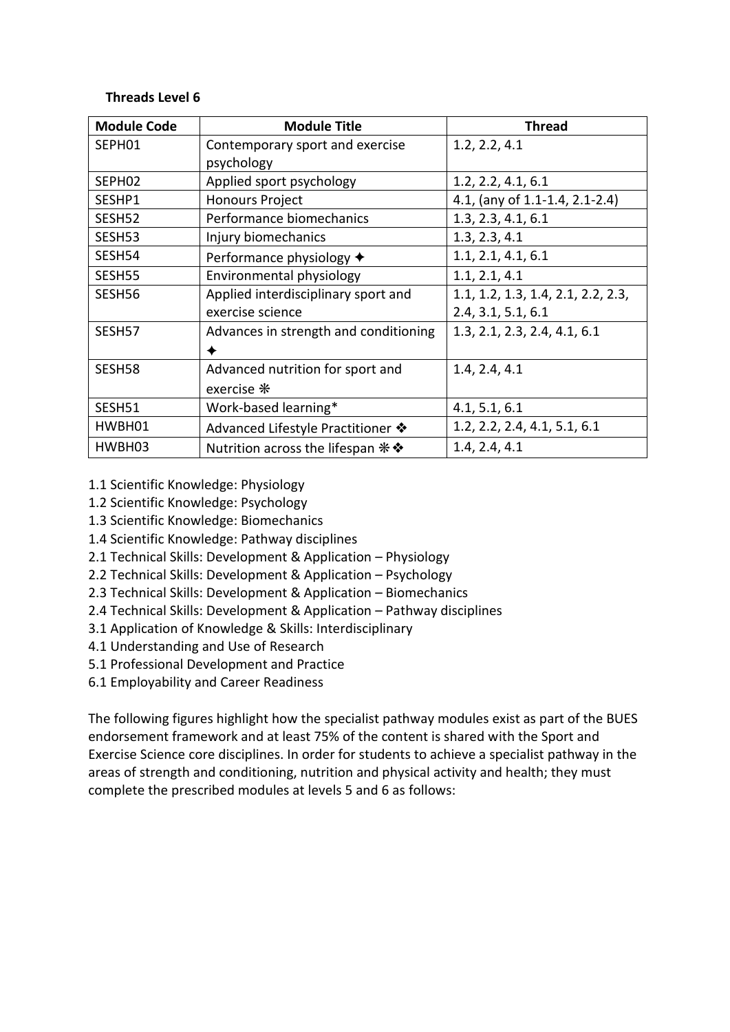**Threads Level 6**

| Module Code | Module Title | Thread |
|---|---|---|
| SEPH01 | Contemporary sport and exercise psychology | 1.2, 2.2, 4.1 |
| SEPH02 | Applied sport psychology | 1.2, 2.2, 4.1, 6.1 |
| SESHP1 | Honours Project | 4.1, (any of 1.1-1.4, 2.1-2.4) |
| SESH52 | Performance biomechanics | 1.3, 2.3, 4.1, 6.1 |
| SESH53 | Injury biomechanics | 1.3, 2.3, 4.1 |
| SESH54 | Performance physiology ✦ | 1.1, 2.1, 4.1, 6.1 |
| SESH55 | Environmental physiology | 1.1, 2.1, 4.1 |
| SESH56 | Applied interdisciplinary sport and exercise science | 1.1, 1.2, 1.3, 1.4, 2.1, 2.2, 2.3, 2.4, 3.1, 5.1, 6.1 |
| SESH57 | Advances in strength and conditioning ✦ | 1.3, 2.1, 2.3, 2.4, 4.1, 6.1 |
| SESH58 | Advanced nutrition for sport and exercise ❋ | 1.4, 2.4, 4.1 |
| SESH51 | Work-based learning* | 4.1, 5.1, 6.1 |
| HWBH01 | Advanced Lifestyle Practitioner ❖ | 1.2, 2.2, 2.4, 4.1, 5.1, 6.1 |
| HWBH03 | Nutrition across the lifespan ❋❖ | 1.4, 2.4, 4.1 |

1.1 Scientific Knowledge: Physiology
1.2 Scientific Knowledge: Psychology
1.3 Scientific Knowledge: Biomechanics
1.4 Scientific Knowledge: Pathway disciplines
2.1 Technical Skills: Development & Application – Physiology
2.2 Technical Skills: Development & Application – Psychology
2.3 Technical Skills: Development & Application – Biomechanics
2.4 Technical Skills: Development & Application – Pathway disciplines
3.1 Application of Knowledge & Skills: Interdisciplinary
4.1 Understanding and Use of Research
5.1 Professional Development and Practice
6.1 Employability and Career Readiness

The following figures highlight how the specialist pathway modules exist as part of the BUES endorsement framework and at least 75% of the content is shared with the Sport and Exercise Science core disciplines. In order for students to achieve a specialist pathway in the areas of strength and conditioning, nutrition and physical activity and health; they must complete the prescribed modules at levels 5 and 6 as follows: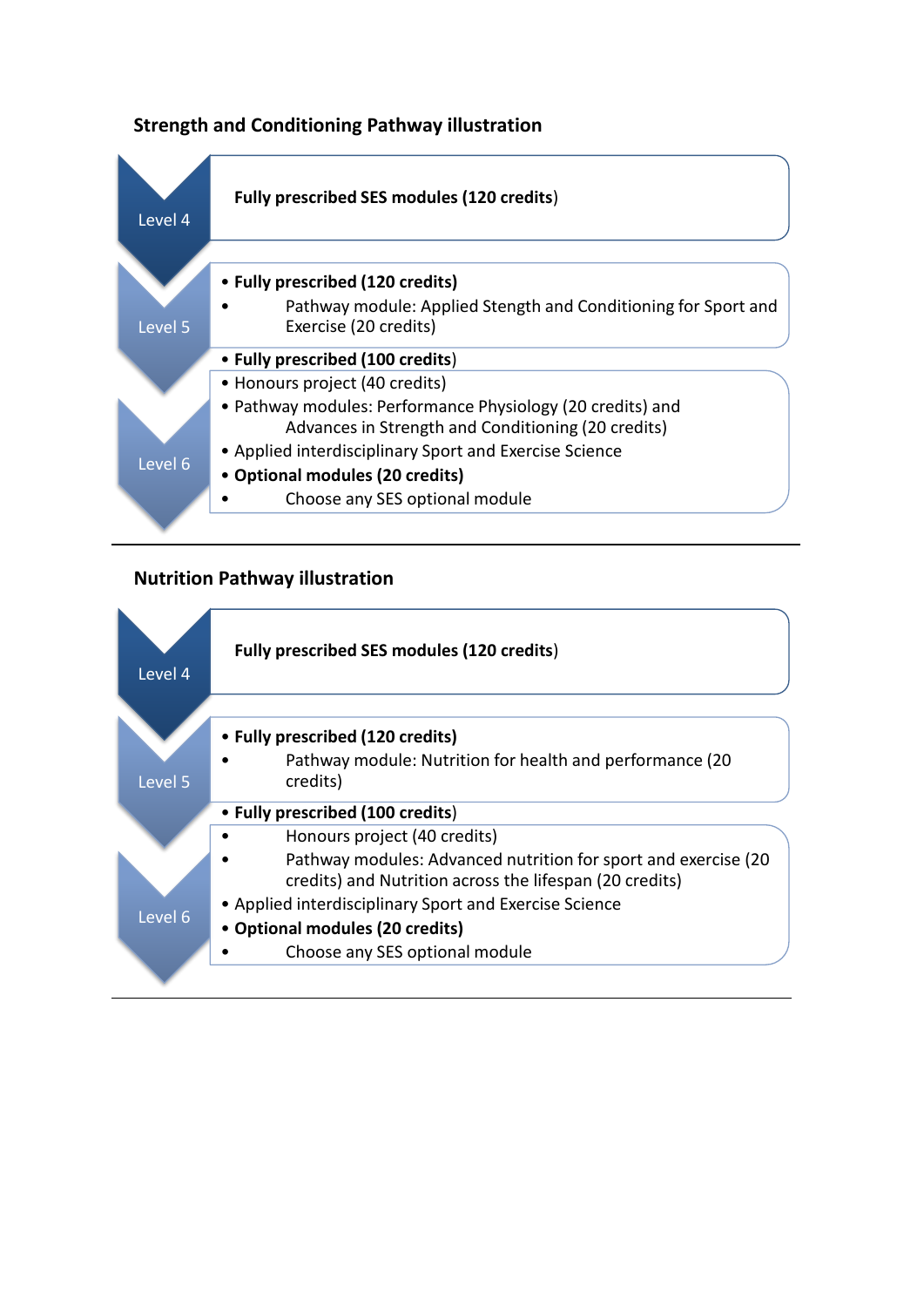### Strength and Conditioning Pathway illustration

**Level 4**

**Fully prescribed SES modules (120 credits)**

**Level 5**

- **Fully prescribed (120 credits)**
    - Pathway module: Applied Stength and Conditioning for Sport and Exercise (20 credits)

**Level 6**

- **Fully prescribed (100 credits)**
- Honours project (40 credits)
- Pathway modules: Performance Physiology (20 credits) and Advances in Strength and Conditioning (20 credits)
- Applied interdisciplinary Sport and Exercise Science
- **Optional modules (20 credits)**
    - Choose any SES optional module

---

### Nutrition Pathway illustration

**Level 4**

**Fully prescribed SES modules (120 credits)**

**Level 5**

- **Fully prescribed (120 credits)**
    - Pathway module: Nutrition for health and performance (20 credits)

**Level 6**

- **Fully prescribed (100 credits)**
    - Honours project (40 credits)
    - Pathway modules: Advanced nutrition for sport and exercise (20 credits) and Nutrition across the lifespan (20 credits)
- Applied interdisciplinary Sport and Exercise Science
- **Optional modules (20 credits)**
    - Choose any SES optional module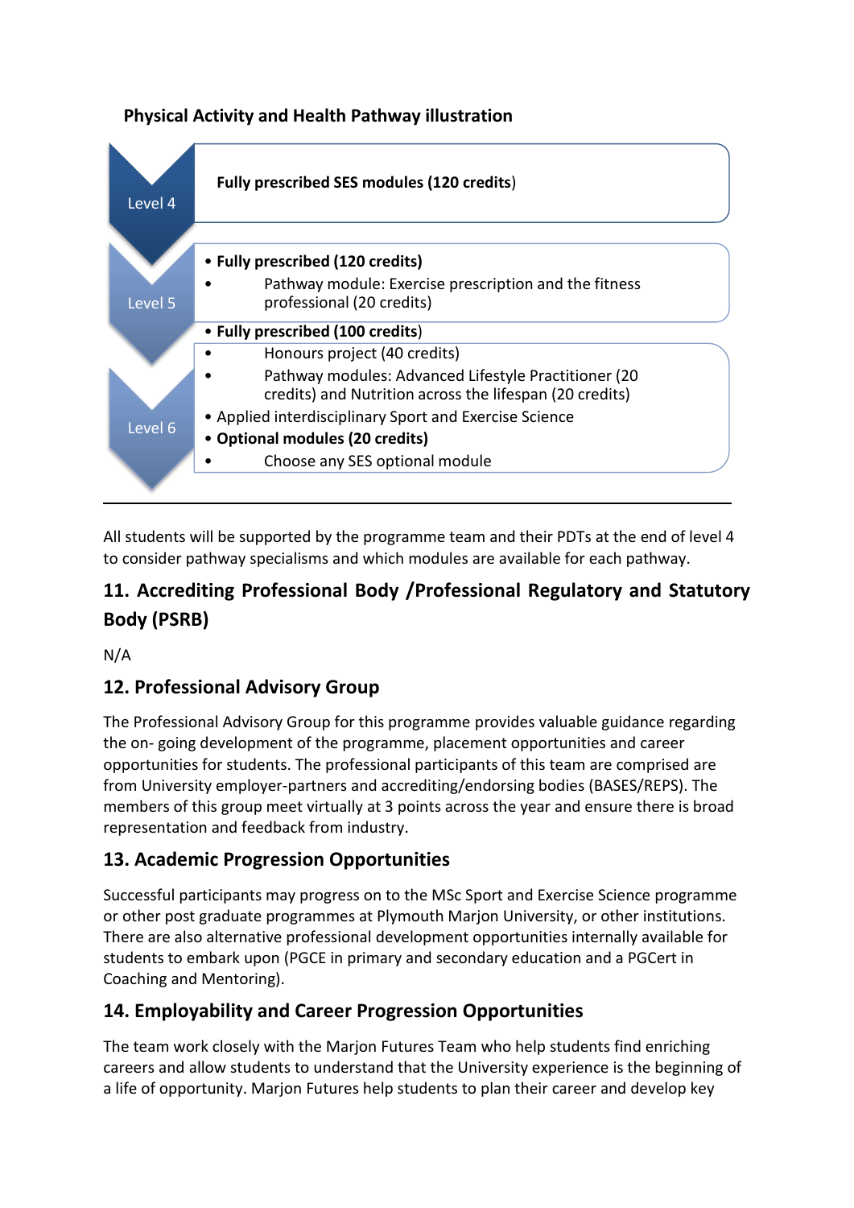**Physical Activity and Health Pathway illustration**

**Level 4**

**Fully prescribed SES modules (120 credits)**

**Level 5**

- **Fully prescribed (120 credits)**
  - Pathway module: Exercise prescription and the fitness professional (20 credits)

**Level 6**

- **Fully prescribed (100 credits)**
  - Honours project (40 credits)
  - Pathway modules: Advanced Lifestyle Practitioner (20 credits) and Nutrition across the lifespan (20 credits)
- Applied interdisciplinary Sport and Exercise Science
- **Optional modules (20 credits)**
  - Choose any SES optional module

---

All students will be supported by the programme team and their PDTs at the end of level 4 to consider pathway specialisms and which modules are available for each pathway.

## 11. Accrediting Professional Body /Professional Regulatory and Statutory Body (PSRB)

N/A

## 12. Professional Advisory Group

The Professional Advisory Group for this programme provides valuable guidance regarding the on- going development of the programme, placement opportunities and career opportunities for students. The professional participants of this team are comprised are from University employer-partners and accrediting/endorsing bodies (BASES/REPS). The members of this group meet virtually at 3 points across the year and ensure there is broad representation and feedback from industry.

## 13. Academic Progression Opportunities

Successful participants may progress on to the MSc Sport and Exercise Science programme or other post graduate programmes at Plymouth Marjon University, or other institutions. There are also alternative professional development opportunities internally available for students to embark upon (PGCE in primary and secondary education and a PGCert in Coaching and Mentoring).

## 14. Employability and Career Progression Opportunities

The team work closely with the Marjon Futures Team who help students find enriching careers and allow students to understand that the University experience is the beginning of a life of opportunity. Marjon Futures help students to plan their career and develop key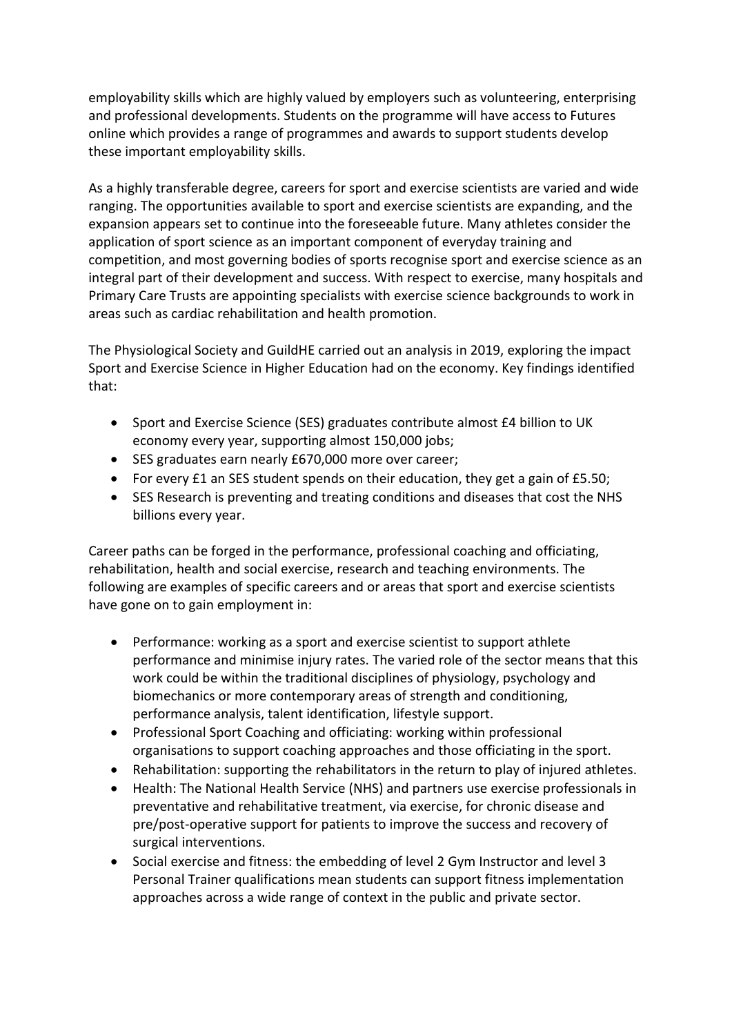employability skills which are highly valued by employers such as volunteering, enterprising and professional developments. Students on the programme will have access to Futures online which provides a range of programmes and awards to support students develop these important employability skills.

As a highly transferable degree, careers for sport and exercise scientists are varied and wide ranging. The opportunities available to sport and exercise scientists are expanding, and the expansion appears set to continue into the foreseeable future. Many athletes consider the application of sport science as an important component of everyday training and competition, and most governing bodies of sports recognise sport and exercise science as an integral part of their development and success. With respect to exercise, many hospitals and Primary Care Trusts are appointing specialists with exercise science backgrounds to work in areas such as cardiac rehabilitation and health promotion.

The Physiological Society and GuildHE carried out an analysis in 2019, exploring the impact Sport and Exercise Science in Higher Education had on the economy. Key findings identified that:

- Sport and Exercise Science (SES) graduates contribute almost £4 billion to UK economy every year, supporting almost 150,000 jobs;
- SES graduates earn nearly £670,000 more over career;
- For every £1 an SES student spends on their education, they get a gain of £5.50;
- SES Research is preventing and treating conditions and diseases that cost the NHS billions every year.

Career paths can be forged in the performance, professional coaching and officiating, rehabilitation, health and social exercise, research and teaching environments. The following are examples of specific careers and or areas that sport and exercise scientists have gone on to gain employment in:

- Performance: working as a sport and exercise scientist to support athlete performance and minimise injury rates. The varied role of the sector means that this work could be within the traditional disciplines of physiology, psychology and biomechanics or more contemporary areas of strength and conditioning, performance analysis, talent identification, lifestyle support.
- Professional Sport Coaching and officiating: working within professional organisations to support coaching approaches and those officiating in the sport.
- Rehabilitation: supporting the rehabilitators in the return to play of injured athletes.
- Health: The National Health Service (NHS) and partners use exercise professionals in preventative and rehabilitative treatment, via exercise, for chronic disease and pre/post-operative support for patients to improve the success and recovery of surgical interventions.
- Social exercise and fitness: the embedding of level 2 Gym Instructor and level 3 Personal Trainer qualifications mean students can support fitness implementation approaches across a wide range of context in the public and private sector.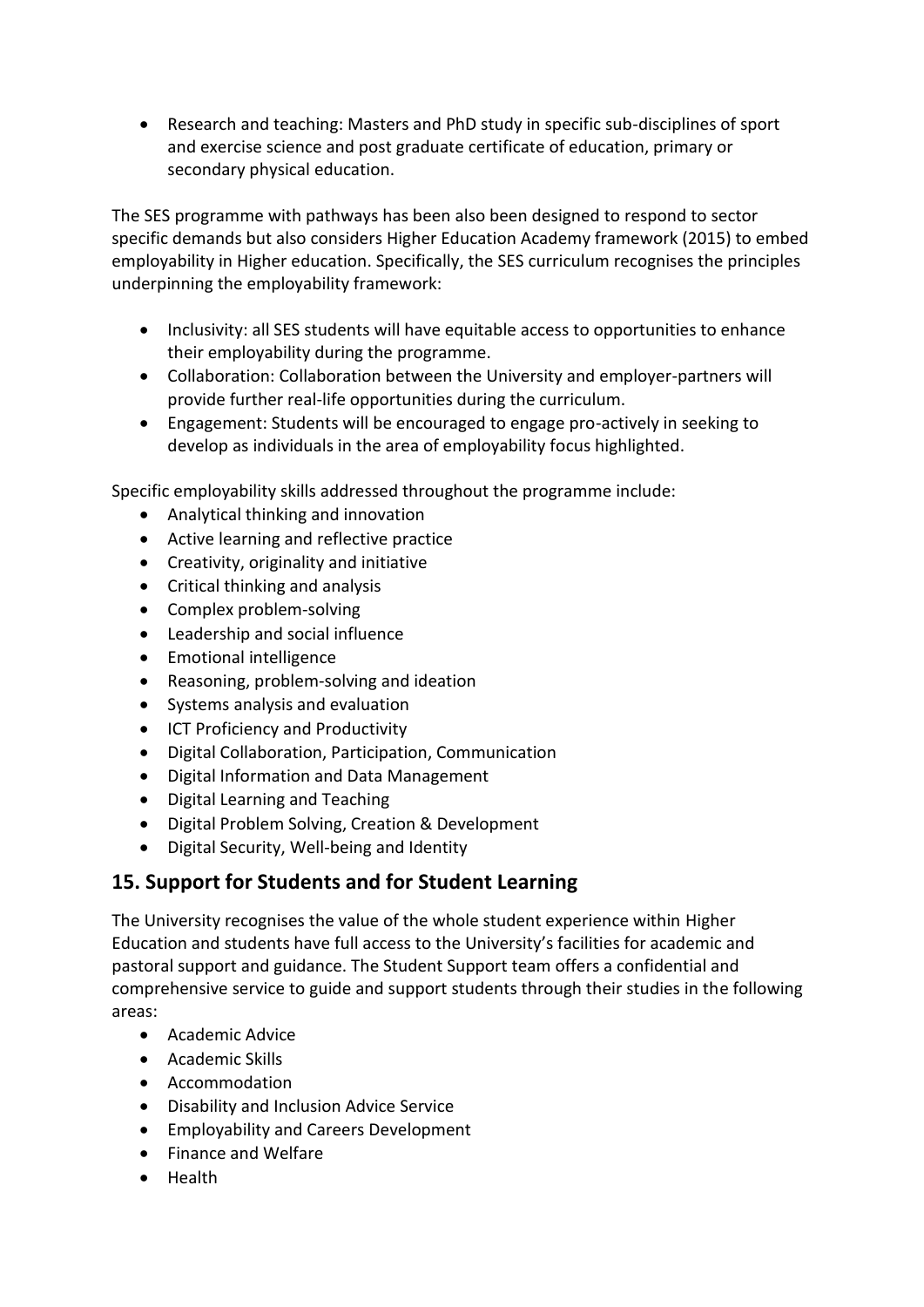- Research and teaching: Masters and PhD study in specific sub-disciplines of sport and exercise science and post graduate certificate of education, primary or secondary physical education.

The SES programme with pathways has been also been designed to respond to sector specific demands but also considers Higher Education Academy framework (2015) to embed employability in Higher education. Specifically, the SES curriculum recognises the principles underpinning the employability framework:

- Inclusivity: all SES students will have equitable access to opportunities to enhance their employability during the programme.
- Collaboration: Collaboration between the University and employer-partners will provide further real-life opportunities during the curriculum.
- Engagement: Students will be encouraged to engage pro-actively in seeking to develop as individuals in the area of employability focus highlighted.

Specific employability skills addressed throughout the programme include:

- Analytical thinking and innovation
- Active learning and reflective practice
- Creativity, originality and initiative
- Critical thinking and analysis
- Complex problem-solving
- Leadership and social influence
- Emotional intelligence
- Reasoning, problem-solving and ideation
- Systems analysis and evaluation
- ICT Proficiency and Productivity
- Digital Collaboration, Participation, Communication
- Digital Information and Data Management
- Digital Learning and Teaching
- Digital Problem Solving, Creation & Development
- Digital Security, Well-being and Identity

## 15. Support for Students and for Student Learning

The University recognises the value of the whole student experience within Higher Education and students have full access to the University's facilities for academic and pastoral support and guidance. The Student Support team offers a confidential and comprehensive service to guide and support students through their studies in the following areas:

- Academic Advice
- Academic Skills
- Accommodation
- Disability and Inclusion Advice Service
- Employability and Careers Development
- Finance and Welfare
- Health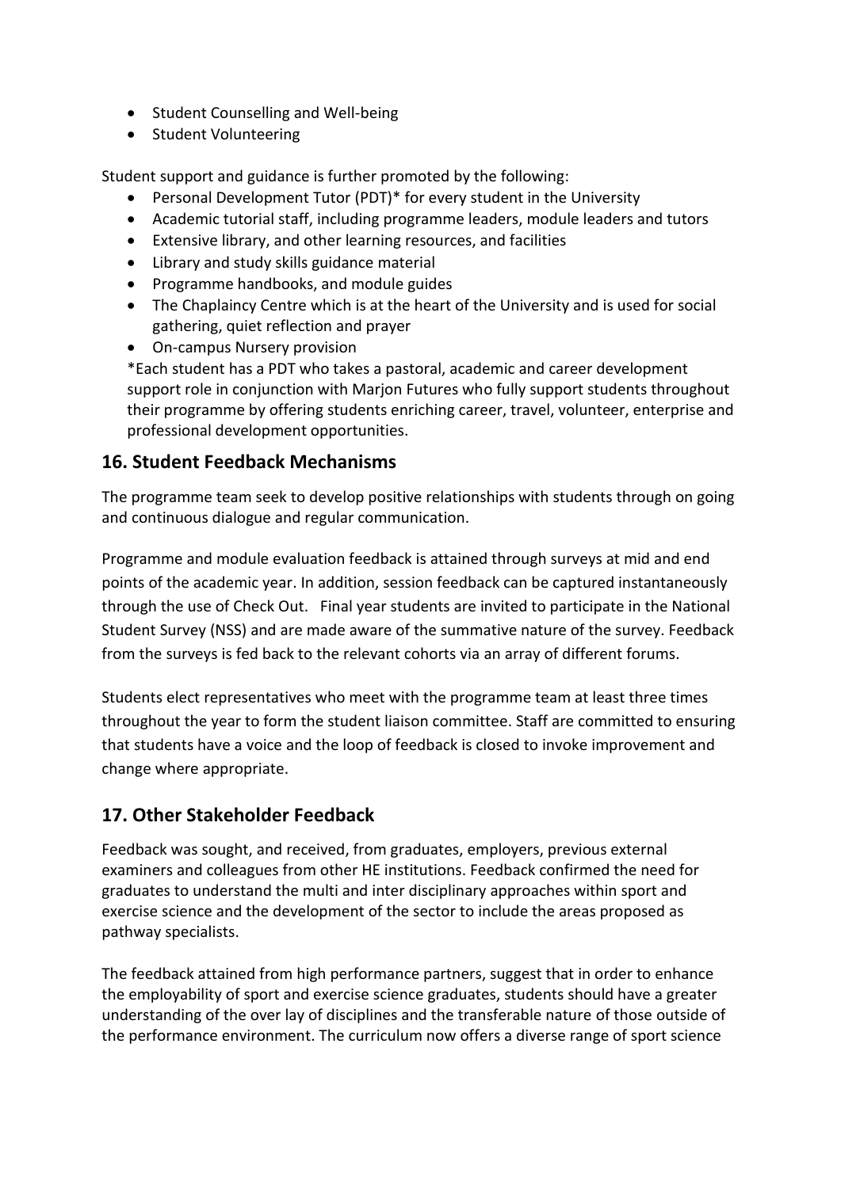- Student Counselling and Well-being
- Student Volunteering

Student support and guidance is further promoted by the following:

- Personal Development Tutor (PDT)* for every student in the University
- Academic tutorial staff, including programme leaders, module leaders and tutors
- Extensive library, and other learning resources, and facilities
- Library and study skills guidance material
- Programme handbooks, and module guides
- The Chaplaincy Centre which is at the heart of the University and is used for social gathering, quiet reflection and prayer
- On-campus Nursery provision

*Each student has a PDT who takes a pastoral, academic and career development support role in conjunction with Marjon Futures who fully support students throughout their programme by offering students enriching career, travel, volunteer, enterprise and professional development opportunities.

## 16. Student Feedback Mechanisms

The programme team seek to develop positive relationships with students through on going and continuous dialogue and regular communication.

Programme and module evaluation feedback is attained through surveys at mid and end points of the academic year. In addition, session feedback can be captured instantaneously through the use of Check Out. Final year students are invited to participate in the National Student Survey (NSS) and are made aware of the summative nature of the survey. Feedback from the surveys is fed back to the relevant cohorts via an array of different forums.

Students elect representatives who meet with the programme team at least three times throughout the year to form the student liaison committee. Staff are committed to ensuring that students have a voice and the loop of feedback is closed to invoke improvement and change where appropriate.

## 17. Other Stakeholder Feedback

Feedback was sought, and received, from graduates, employers, previous external examiners and colleagues from other HE institutions. Feedback confirmed the need for graduates to understand the multi and inter disciplinary approaches within sport and exercise science and the development of the sector to include the areas proposed as pathway specialists.

The feedback attained from high performance partners, suggest that in order to enhance the employability of sport and exercise science graduates, students should have a greater understanding of the over lay of disciplines and the transferable nature of those outside of the performance environment. The curriculum now offers a diverse range of sport science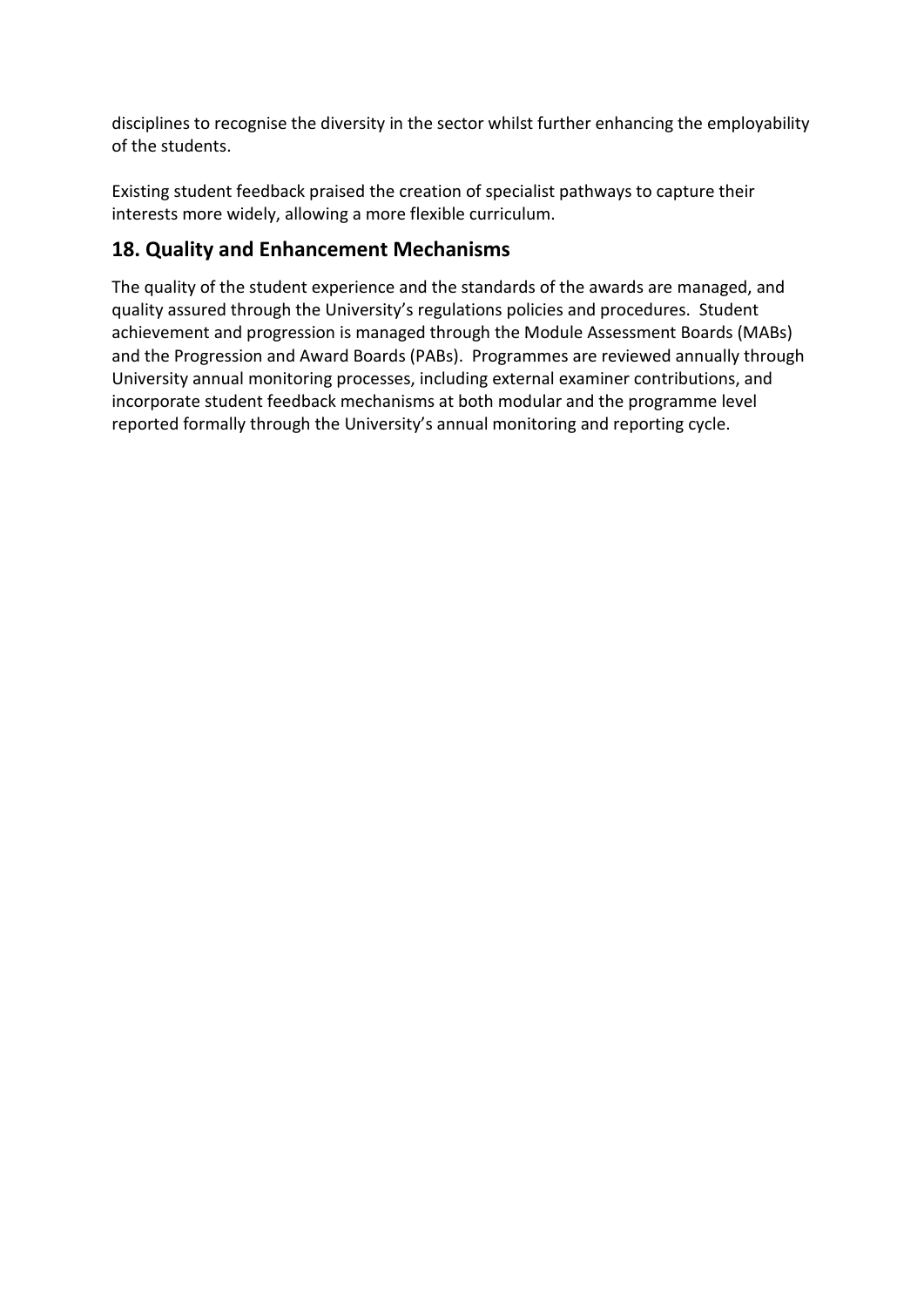disciplines to recognise the diversity in the sector whilst further enhancing the employability of the students.

Existing student feedback praised the creation of specialist pathways to capture their interests more widely, allowing a more flexible curriculum.

## 18. Quality and Enhancement Mechanisms

The quality of the student experience and the standards of the awards are managed, and quality assured through the University's regulations policies and procedures. Student achievement and progression is managed through the Module Assessment Boards (MABs) and the Progression and Award Boards (PABs). Programmes are reviewed annually through University annual monitoring processes, including external examiner contributions, and incorporate student feedback mechanisms at both modular and the programme level reported formally through the University's annual monitoring and reporting cycle.